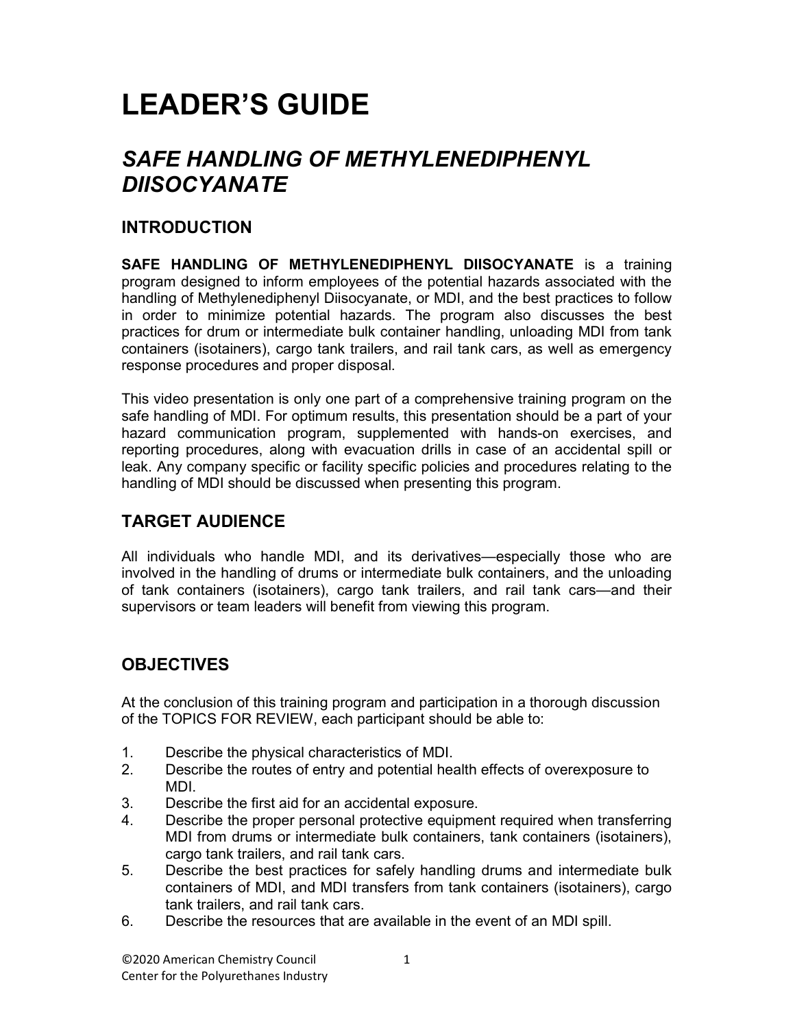# LEADER'S GUIDE

## *SAFE HANDLING OF METHYLENEDIPHENYL DIISOCYANATE*

### INTRODUCTION

**SAFE HANDLING OF METHYLENEDIPHENYL DIISOCYANATE** is a training program designed to inform employees of the potential hazards associated with the handling of Methylenediphenyl Diisocyanate, or MDI, and the best practices to follow in order to minimize potential hazards. The program also discusses the best practices for drum or intermediate bulk container handling, unloading MDI from tank containers (isotainers), cargo tank trailers, and rail tank cars, as well as emergency response procedures and proper disposal.

This video presentation is only one part of a comprehensive training program on the safe handling of MDI. For optimum results, this presentation should be a part of your hazard communication program, supplemented with hands-on exercises, and reporting procedures, along with evacuation drills in case of an accidental spill or leak. Any company specific or facility specific policies and procedures relating to the handling of MDI should be discussed when presenting this program.

### TARGET AUDIENCE

All individuals who handle MDI, and its derivatives—especially those who are involved in the handling of drums or intermediate bulk containers, and the unloading of tank containers (isotainers), cargo tank trailers, and rail tank cars—and their supervisors or team leaders will benefit from viewing this program.

### OBJECTIVES

At the conclusion of this training program and participation in a thorough discussion of the TOPICS FOR REVIEW, each participant should be able to:

1. Describe the physical characteristics of MDI.
2. Describe the routes of entry and potential health effects of overexposure to MDI.
3. Describe the first aid for an accidental exposure.
4. Describe the proper personal protective equipment required when transferring MDI from drums or intermediate bulk containers, tank containers (isotainers), cargo tank trailers, and rail tank cars.
5. Describe the best practices for safely handling drums and intermediate bulk containers of MDI, and MDI transfers from tank containers (isotainers), cargo tank trailers, and rail tank cars.
6. Describe the resources that are available in the event of an MDI spill.

©2020 American Chemistry Council
Center for the Polyurethanes Industry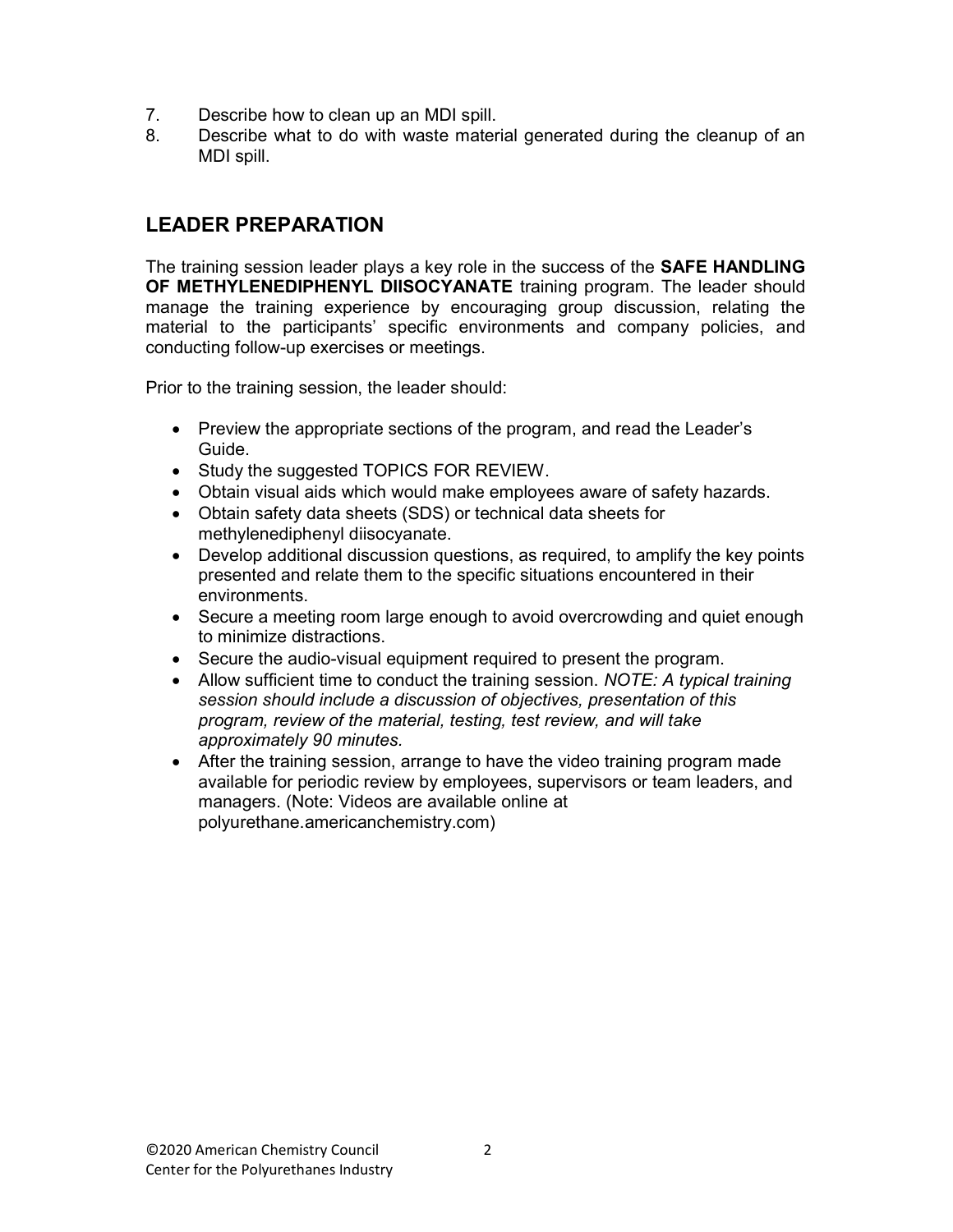7. Describe how to clean up an MDI spill.
8. Describe what to do with waste material generated during the cleanup of an MDI spill.

## LEADER PREPARATION

The training session leader plays a key role in the success of the **SAFE HANDLING OF METHYLENEDIPHENYL DIISOCYANATE** training program. The leader should manage the training experience by encouraging group discussion, relating the material to the participants' specific environments and company policies, and conducting follow-up exercises or meetings.

Prior to the training session, the leader should:

- Preview the appropriate sections of the program, and read the Leader's Guide.
- Study the suggested TOPICS FOR REVIEW.
- Obtain visual aids which would make employees aware of safety hazards.
- Obtain safety data sheets (SDS) or technical data sheets for methylenediphenyl diisocyanate.
- Develop additional discussion questions, as required, to amplify the key points presented and relate them to the specific situations encountered in their environments.
- Secure a meeting room large enough to avoid overcrowding and quiet enough to minimize distractions.
- Secure the audio-visual equipment required to present the program.
- Allow sufficient time to conduct the training session. *NOTE: A typical training session should include a discussion of objectives, presentation of this program, review of the material, testing, test review, and will take approximately 90 minutes.*
- After the training session, arrange to have the video training program made available for periodic review by employees, supervisors or team leaders, and managers. (Note: Videos are available online at polyurethane.americanchemistry.com)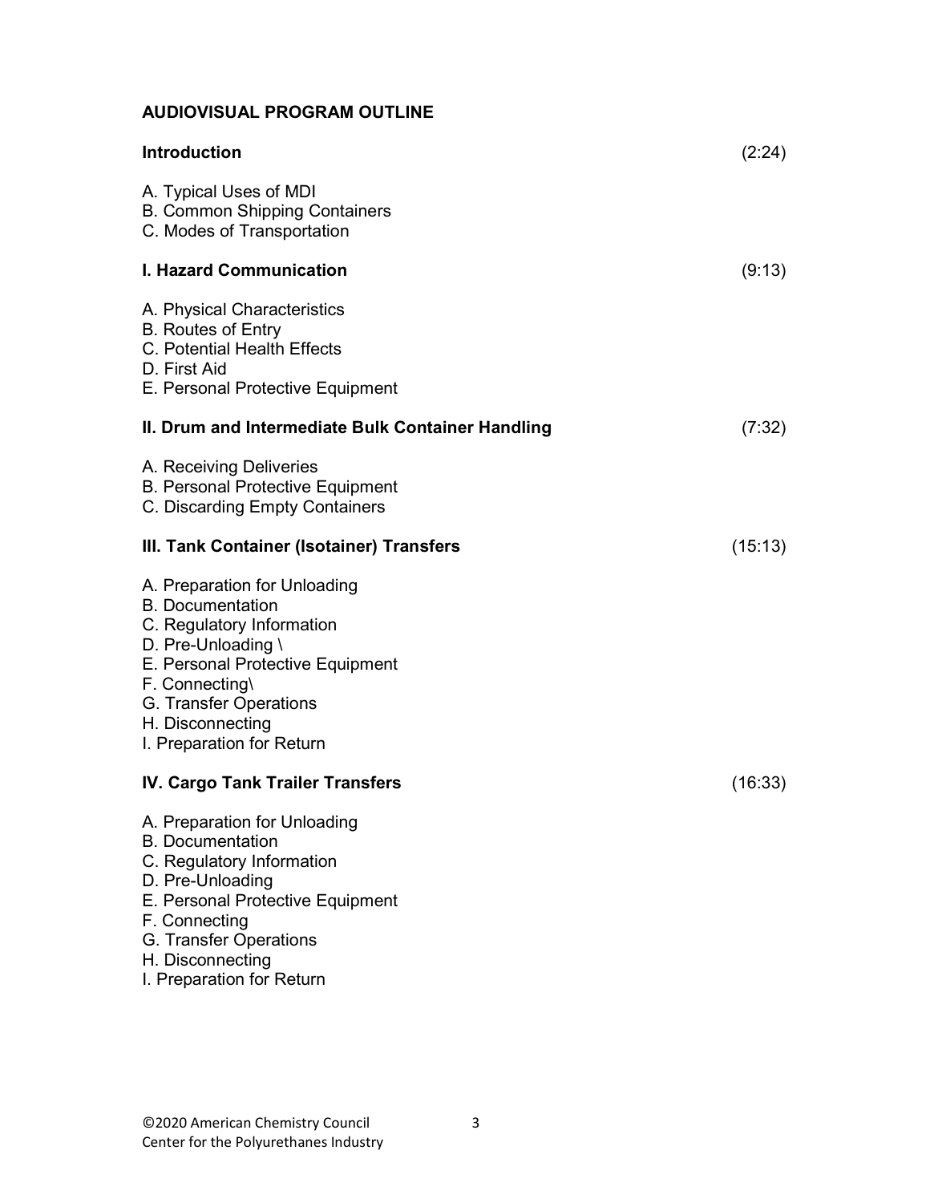## AUDIOVISUAL PROGRAM OUTLINE

**Introduction** (2:24)

A. Typical Uses of MDI
B. Common Shipping Containers
C. Modes of Transportation

**I. Hazard Communication** (9:13)

A. Physical Characteristics
B. Routes of Entry
C. Potential Health Effects
D. First Aid
E. Personal Protective Equipment

**II. Drum and Intermediate Bulk Container Handling** (7:32)

A. Receiving Deliveries
B. Personal Protective Equipment
C. Discarding Empty Containers

**III. Tank Container (Isotainer) Transfers** (15:13)

A. Preparation for Unloading
B. Documentation
C. Regulatory Information
D. Pre-Unloading \
E. Personal Protective Equipment
F. Connecting\
G. Transfer Operations
H. Disconnecting
I. Preparation for Return

**IV. Cargo Tank Trailer Transfers** (16:33)

A. Preparation for Unloading
B. Documentation
C. Regulatory Information
D. Pre-Unloading
E. Personal Protective Equipment
F. Connecting
G. Transfer Operations
H. Disconnecting
I. Preparation for Return

©2020 American Chemistry Council
Center for the Polyurethanes Industry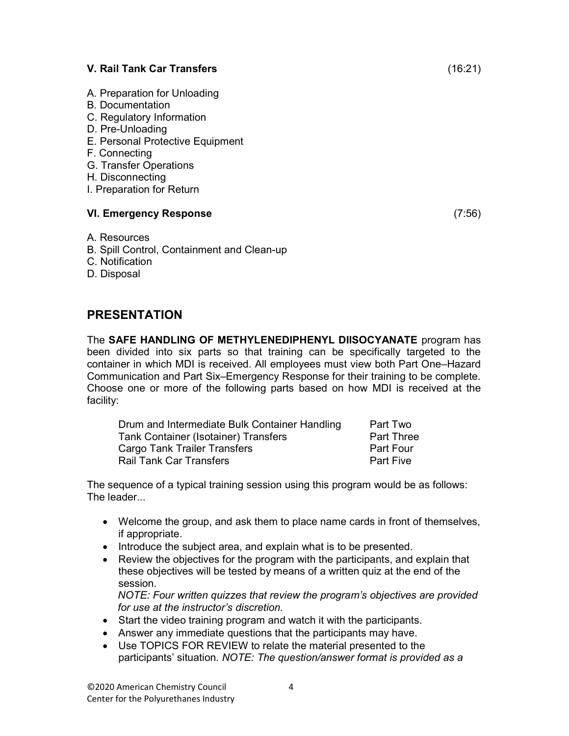**V. Rail Tank Car Transfers** (16:21)

A. Preparation for Unloading
B. Documentation
C. Regulatory Information
D. Pre-Unloading
E. Personal Protective Equipment
F. Connecting
G. Transfer Operations
H. Disconnecting
I. Preparation for Return

**VI. Emergency Response** (7:56)

A. Resources
B. Spill Control, Containment and Clean-up
C. Notification
D. Disposal

## PRESENTATION

The **SAFE HANDLING OF METHYLENEDIPHENYL DIISOCYANATE** program has been divided into six parts so that training can be specifically targeted to the container in which MDI is received. All employees must view both Part One–Hazard Communication and Part Six–Emergency Response for their training to be complete. Choose one or more of the following parts based on how MDI is received at the facility:

| | |
|---|---|
| Drum and Intermediate Bulk Container Handling | Part Two |
| Tank Container (Isotainer) Transfers | Part Three |
| Cargo Tank Trailer Transfers | Part Four |
| Rail Tank Car Transfers | Part Five |

The sequence of a typical training session using this program would be as follows: The leader...

- Welcome the group, and ask them to place name cards in front of themselves, if appropriate.
- Introduce the subject area, and explain what is to be presented.
- Review the objectives for the program with the participants, and explain that these objectives will be tested by means of a written quiz at the end of the session.
  *NOTE: Four written quizzes that review the program's objectives are provided for use at the instructor's discretion.*
- Start the video training program and watch it with the participants.
- Answer any immediate questions that the participants may have.
- Use TOPICS FOR REVIEW to relate the material presented to the participants' situation. *NOTE: The question/answer format is provided as a*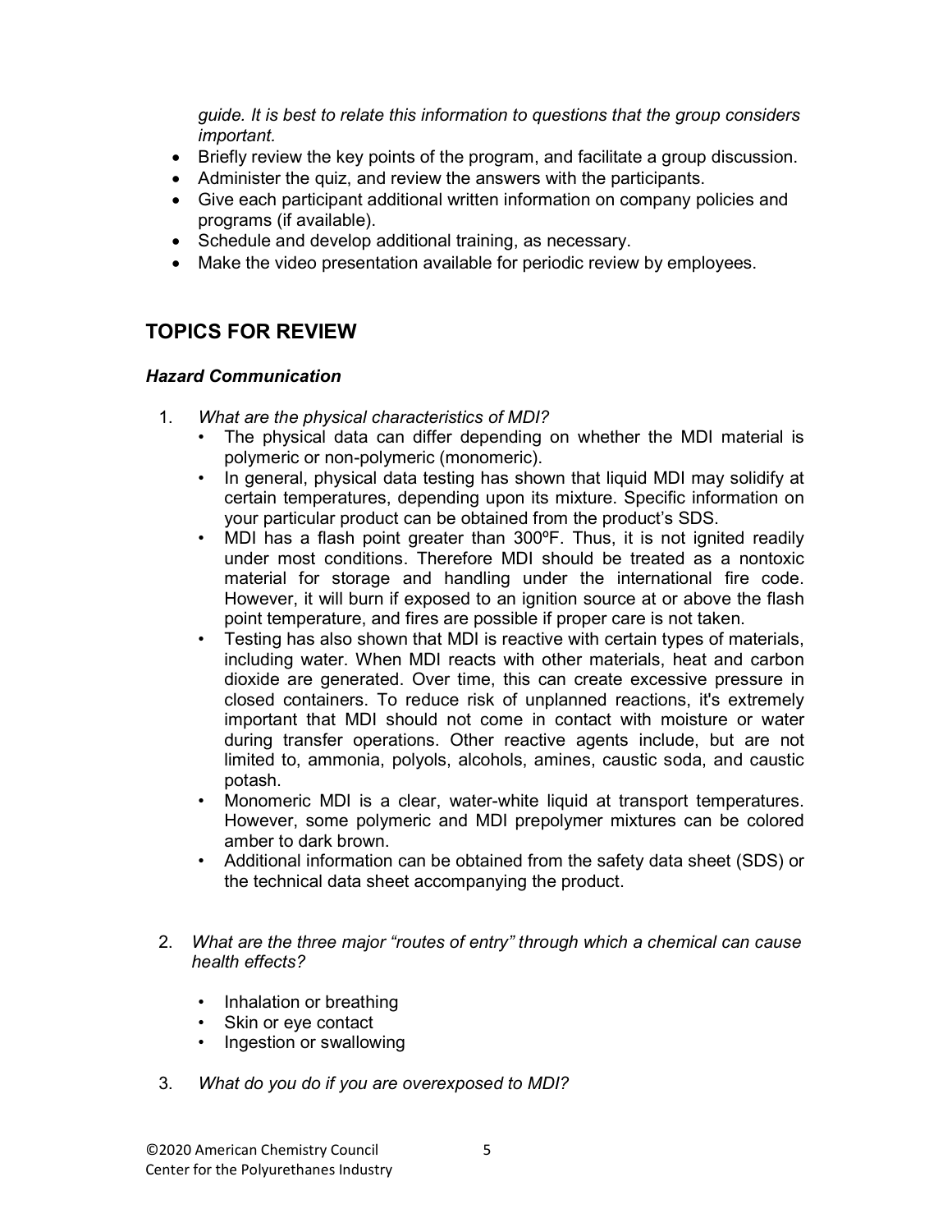*guide. It is best to relate this information to questions that the group considers important.*

- Briefly review the key points of the program, and facilitate a group discussion.
- Administer the quiz, and review the answers with the participants.
- Give each participant additional written information on company policies and programs (if available).
- Schedule and develop additional training, as necessary.
- Make the video presentation available for periodic review by employees.

## TOPICS FOR REVIEW

### *Hazard Communication*

1. *What are the physical characteristics of MDI?*
   - The physical data can differ depending on whether the MDI material is polymeric or non-polymeric (monomeric).
   - In general, physical data testing has shown that liquid MDI may solidify at certain temperatures, depending upon its mixture. Specific information on your particular product can be obtained from the product's SDS.
   - MDI has a flash point greater than 300ºF. Thus, it is not ignited readily under most conditions. Therefore MDI should be treated as a nontoxic material for storage and handling under the international fire code. However, it will burn if exposed to an ignition source at or above the flash point temperature, and fires are possible if proper care is not taken.
   - Testing has also shown that MDI is reactive with certain types of materials, including water. When MDI reacts with other materials, heat and carbon dioxide are generated. Over time, this can create excessive pressure in closed containers. To reduce risk of unplanned reactions, it's extremely important that MDI should not come in contact with moisture or water during transfer operations. Other reactive agents include, but are not limited to, ammonia, polyols, alcohols, amines, caustic soda, and caustic potash.
   - Monomeric MDI is a clear, water-white liquid at transport temperatures. However, some polymeric and MDI prepolymer mixtures can be colored amber to dark brown.
   - Additional information can be obtained from the safety data sheet (SDS) or the technical data sheet accompanying the product.

2. *What are the three major "routes of entry" through which a chemical can cause health effects?*
   - Inhalation or breathing
   - Skin or eye contact
   - Ingestion or swallowing

3. *What do you do if you are overexposed to MDI?*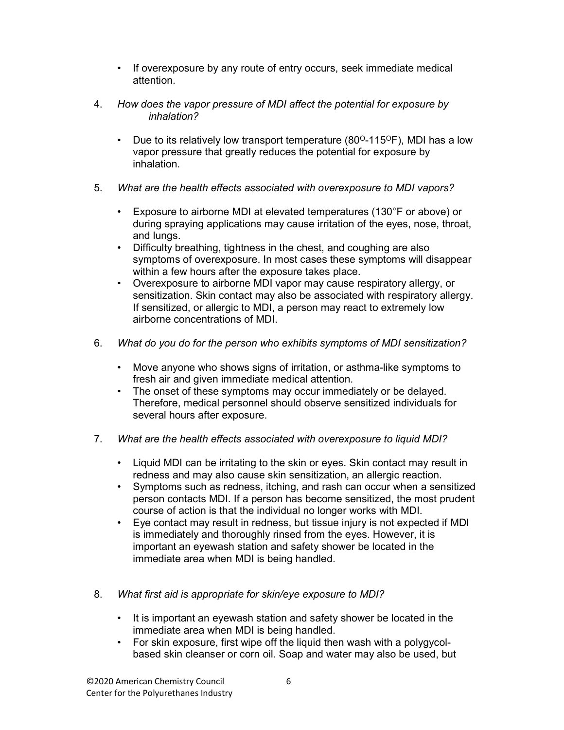- If overexposure by any route of entry occurs, seek immediate medical attention.

4. *How does the vapor pressure of MDI affect the potential for exposure by inhalation?*

   - Due to its relatively low transport temperature (80°-115°F), MDI has a low vapor pressure that greatly reduces the potential for exposure by inhalation.

5. *What are the health effects associated with overexposure to MDI vapors?*

   - Exposure to airborne MDI at elevated temperatures (130°F or above) or during spraying applications may cause irritation of the eyes, nose, throat, and lungs.
   - Difficulty breathing, tightness in the chest, and coughing are also symptoms of overexposure. In most cases these symptoms will disappear within a few hours after the exposure takes place.
   - Overexposure to airborne MDI vapor may cause respiratory allergy, or sensitization. Skin contact may also be associated with respiratory allergy. If sensitized, or allergic to MDI, a person may react to extremely low airborne concentrations of MDI.

6. *What do you do for the person who exhibits symptoms of MDI sensitization?*

   - Move anyone who shows signs of irritation, or asthma-like symptoms to fresh air and given immediate medical attention.
   - The onset of these symptoms may occur immediately or be delayed. Therefore, medical personnel should observe sensitized individuals for several hours after exposure.

7. *What are the health effects associated with overexposure to liquid MDI?*

   - Liquid MDI can be irritating to the skin or eyes. Skin contact may result in redness and may also cause skin sensitization, an allergic reaction.
   - Symptoms such as redness, itching, and rash can occur when a sensitized person contacts MDI. If a person has become sensitized, the most prudent course of action is that the individual no longer works with MDI.
   - Eye contact may result in redness, but tissue injury is not expected if MDI is immediately and thoroughly rinsed from the eyes. However, it is important an eyewash station and safety shower be located in the immediate area when MDI is being handled.

8. *What first aid is appropriate for skin/eye exposure to MDI?*

   - It is important an eyewash station and safety shower be located in the immediate area when MDI is being handled.
   - For skin exposure, first wipe off the liquid then wash with a polygycol-based skin cleanser or corn oil. Soap and water may also be used, but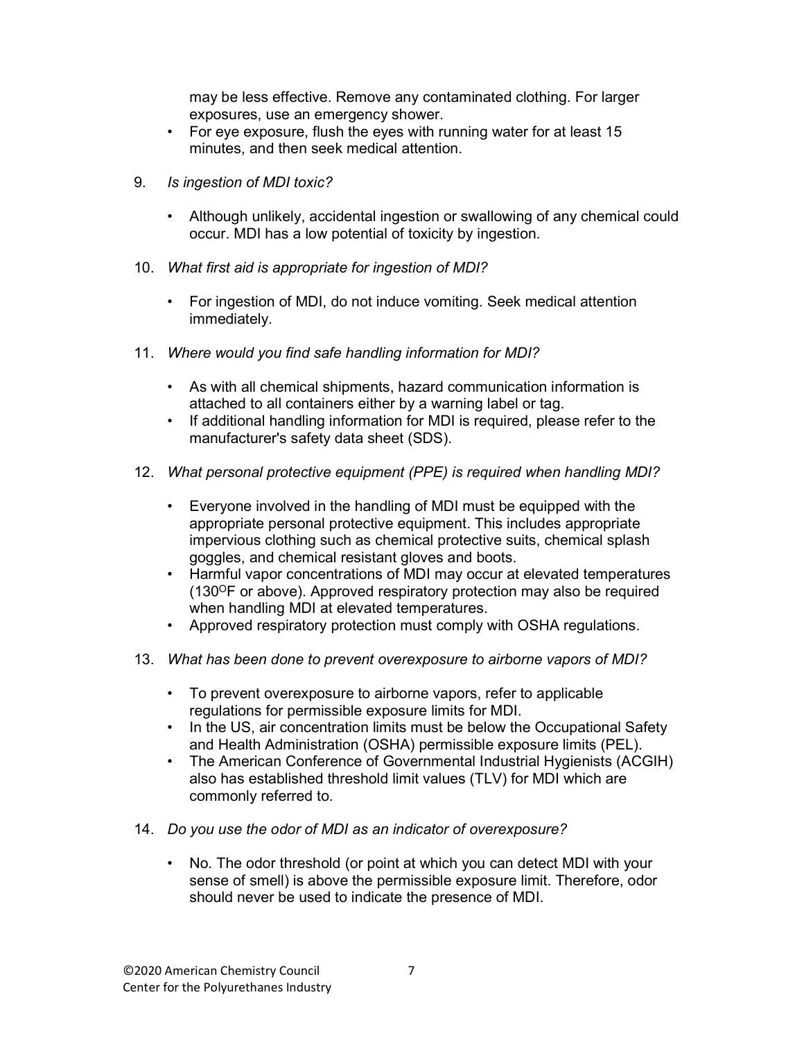may be less effective. Remove any contaminated clothing. For larger exposures, use an emergency shower.

- For eye exposure, flush the eyes with running water for at least 15 minutes, and then seek medical attention.

9. *Is ingestion of MDI toxic?*

   - Although unlikely, accidental ingestion or swallowing of any chemical could occur. MDI has a low potential of toxicity by ingestion.

10. *What first aid is appropriate for ingestion of MDI?*

    - For ingestion of MDI, do not induce vomiting. Seek medical attention immediately.

11. *Where would you find safe handling information for MDI?*

    - As with all chemical shipments, hazard communication information is attached to all containers either by a warning label or tag.
    - If additional handling information for MDI is required, please refer to the manufacturer's safety data sheet (SDS).

12. *What personal protective equipment (PPE) is required when handling MDI?*

    - Everyone involved in the handling of MDI must be equipped with the appropriate personal protective equipment. This includes appropriate impervious clothing such as chemical protective suits, chemical splash goggles, and chemical resistant gloves and boots.
    - Harmful vapor concentrations of MDI may occur at elevated temperatures (130$^{O}$F or above). Approved respiratory protection may also be required when handling MDI at elevated temperatures.
    - Approved respiratory protection must comply with OSHA regulations.

13. *What has been done to prevent overexposure to airborne vapors of MDI?*

    - To prevent overexposure to airborne vapors, refer to applicable regulations for permissible exposure limits for MDI.
    - In the US, air concentration limits must be below the Occupational Safety and Health Administration (OSHA) permissible exposure limits (PEL).
    - The American Conference of Governmental Industrial Hygienists (ACGIH) also has established threshold limit values (TLV) for MDI which are commonly referred to.

14. *Do you use the odor of MDI as an indicator of overexposure?*

    - No. The odor threshold (or point at which you can detect MDI with your sense of smell) is above the permissible exposure limit. Therefore, odor should never be used to indicate the presence of MDI.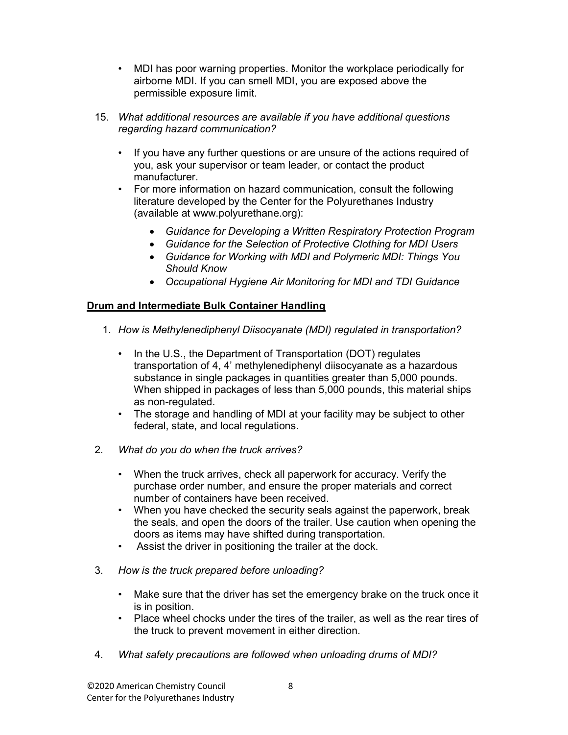- MDI has poor warning properties. Monitor the workplace periodically for airborne MDI. If you can smell MDI, you are exposed above the permissible exposure limit.

15. *What additional resources are available if you have additional questions regarding hazard communication?*

    - If you have any further questions or are unsure of the actions required of you, ask your supervisor or team leader, or contact the product manufacturer.
    - For more information on hazard communication, consult the following literature developed by the Center for the Polyurethanes Industry (available at www.polyurethane.org):
        - *Guidance for Developing a Written Respiratory Protection Program*
        - *Guidance for the Selection of Protective Clothing for MDI Users*
        - *Guidance for Working with MDI and Polymeric MDI: Things You Should Know*
        - *Occupational Hygiene Air Monitoring for MDI and TDI Guidance*

## Drum and Intermediate Bulk Container Handling

1. *How is Methylenediphenyl Diisocyanate (MDI) regulated in transportation?*

    - In the U.S., the Department of Transportation (DOT) regulates transportation of 4, 4' methylenediphenyl diisocyanate as a hazardous substance in single packages in quantities greater than 5,000 pounds. When shipped in packages of less than 5,000 pounds, this material ships as non-regulated.
    - The storage and handling of MDI at your facility may be subject to other federal, state, and local regulations.

2. *What do you do when the truck arrives?*

    - When the truck arrives, check all paperwork for accuracy. Verify the purchase order number, and ensure the proper materials and correct number of containers have been received.
    - When you have checked the security seals against the paperwork, break the seals, and open the doors of the trailer. Use caution when opening the doors as items may have shifted during transportation.
    - Assist the driver in positioning the trailer at the dock.

3. *How is the truck prepared before unloading?*

    - Make sure that the driver has set the emergency brake on the truck once it is in position.
    - Place wheel chocks under the tires of the trailer, as well as the rear tires of the truck to prevent movement in either direction.

4. *What safety precautions are followed when unloading drums of MDI?*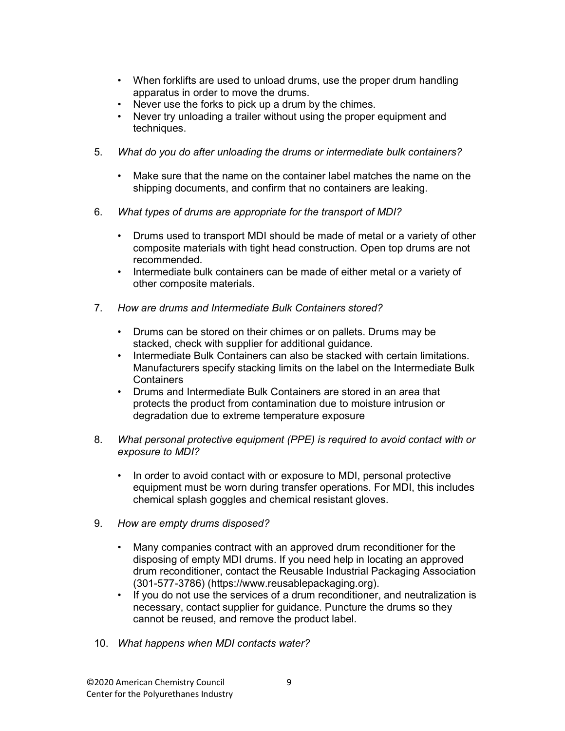- When forklifts are used to unload drums, use the proper drum handling apparatus in order to move the drums.
- Never use the forks to pick up a drum by the chimes.
- Never try unloading a trailer without using the proper equipment and techniques.

5. *What do you do after unloading the drums or intermediate bulk containers?*

   - Make sure that the name on the container label matches the name on the shipping documents, and confirm that no containers are leaking.

6. *What types of drums are appropriate for the transport of MDI?*

   - Drums used to transport MDI should be made of metal or a variety of other composite materials with tight head construction. Open top drums are not recommended.
   - Intermediate bulk containers can be made of either metal or a variety of other composite materials.

7. *How are drums and Intermediate Bulk Containers stored?*

   - Drums can be stored on their chimes or on pallets. Drums may be stacked, check with supplier for additional guidance.
   - Intermediate Bulk Containers can also be stacked with certain limitations. Manufacturers specify stacking limits on the label on the Intermediate Bulk Containers
   - Drums and Intermediate Bulk Containers are stored in an area that protects the product from contamination due to moisture intrusion or degradation due to extreme temperature exposure

8. *What personal protective equipment (PPE) is required to avoid contact with or exposure to MDI?*

   - In order to avoid contact with or exposure to MDI, personal protective equipment must be worn during transfer operations. For MDI, this includes chemical splash goggles and chemical resistant gloves.

9. *How are empty drums disposed?*

   - Many companies contract with an approved drum reconditioner for the disposing of empty MDI drums. If you need help in locating an approved drum reconditioner, contact the Reusable Industrial Packaging Association (301-577-3786) (https://www.reusablepackaging.org).
   - If you do not use the services of a drum reconditioner, and neutralization is necessary, contact supplier for guidance. Puncture the drums so they cannot be reused, and remove the product label.

10. *What happens when MDI contacts water?*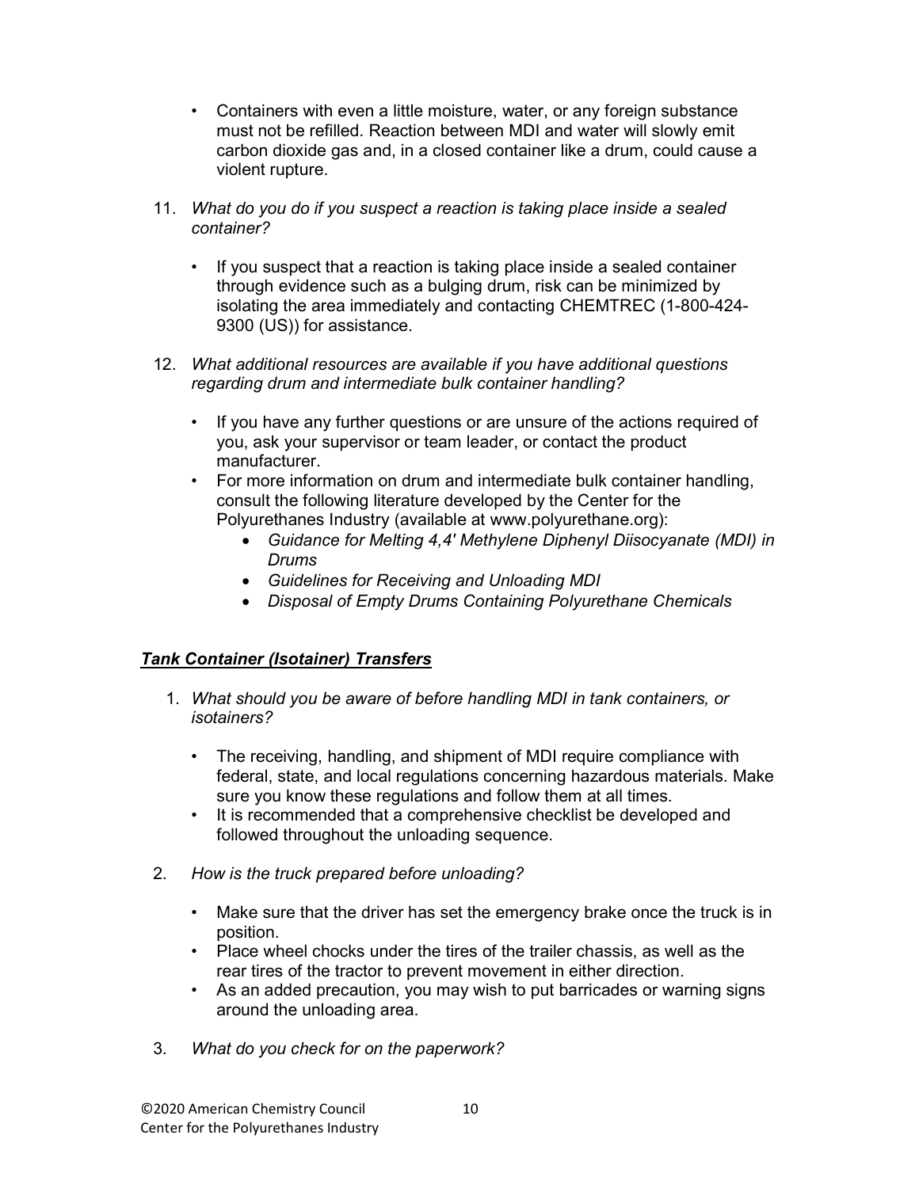- Containers with even a little moisture, water, or any foreign substance must not be refilled. Reaction between MDI and water will slowly emit carbon dioxide gas and, in a closed container like a drum, could cause a violent rupture.

11. *What do you do if you suspect a reaction is taking place inside a sealed container?*

    - If you suspect that a reaction is taking place inside a sealed container through evidence such as a bulging drum, risk can be minimized by isolating the area immediately and contacting CHEMTREC (1-800-424-9300 (US)) for assistance.

12. *What additional resources are available if you have additional questions regarding drum and intermediate bulk container handling?*

    - If you have any further questions or are unsure of the actions required of you, ask your supervisor or team leader, or contact the product manufacturer.
    - For more information on drum and intermediate bulk container handling, consult the following literature developed by the Center for the Polyurethanes Industry (available at www.polyurethane.org):
        - *Guidance for Melting 4,4' Methylene Diphenyl Diisocyanate (MDI) in Drums*
        - *Guidelines for Receiving and Unloading MDI*
        - *Disposal of Empty Drums Containing Polyurethane Chemicals*

## ***Tank Container (Isotainer) Transfers***

1. *What should you be aware of before handling MDI in tank containers, or isotainers?*

    - The receiving, handling, and shipment of MDI require compliance with federal, state, and local regulations concerning hazardous materials. Make sure you know these regulations and follow them at all times.
    - It is recommended that a comprehensive checklist be developed and followed throughout the unloading sequence.

2. *How is the truck prepared before unloading?*

    - Make sure that the driver has set the emergency brake once the truck is in position.
    - Place wheel chocks under the tires of the trailer chassis, as well as the rear tires of the tractor to prevent movement in either direction.
    - As an added precaution, you may wish to put barricades or warning signs around the unloading area.

3. *What do you check for on the paperwork?*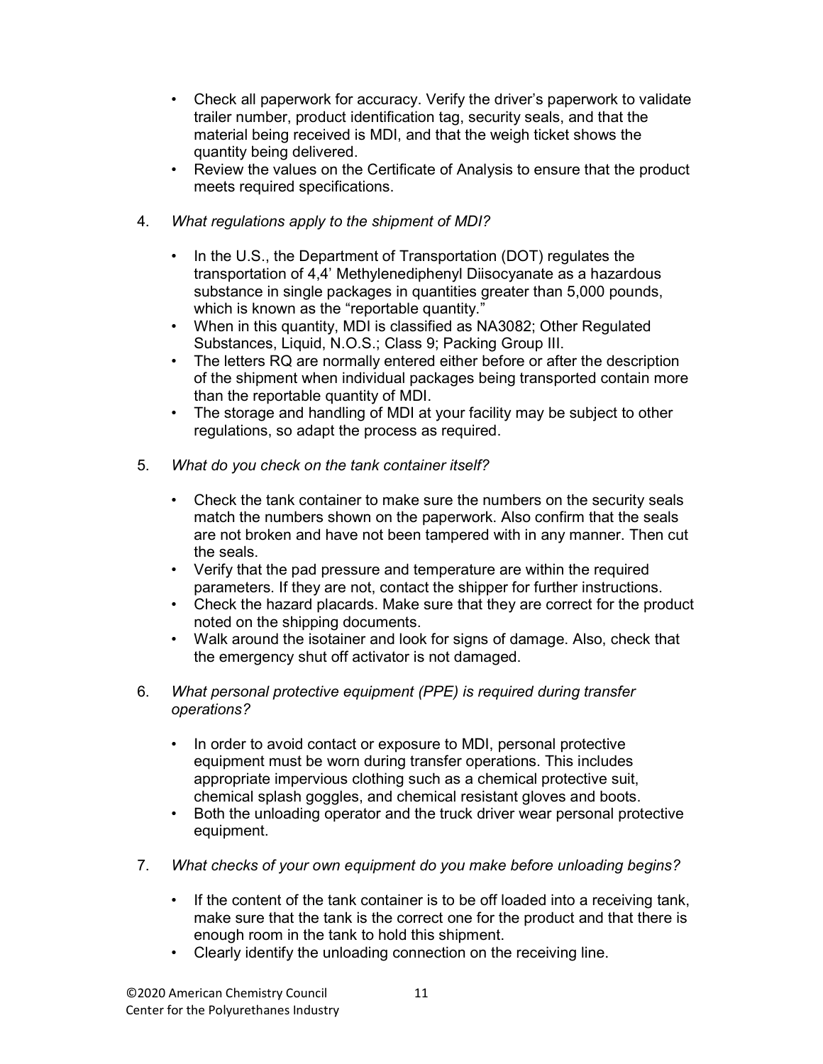- Check all paperwork for accuracy. Verify the driver's paperwork to validate trailer number, product identification tag, security seals, and that the material being received is MDI, and that the weigh ticket shows the quantity being delivered.
- Review the values on the Certificate of Analysis to ensure that the product meets required specifications.

4. *What regulations apply to the shipment of MDI?*

   - In the U.S., the Department of Transportation (DOT) regulates the transportation of 4,4' Methylenediphenyl Diisocyanate as a hazardous substance in single packages in quantities greater than 5,000 pounds, which is known as the "reportable quantity."
   - When in this quantity, MDI is classified as NA3082; Other Regulated Substances, Liquid, N.O.S.; Class 9; Packing Group III.
   - The letters RQ are normally entered either before or after the description of the shipment when individual packages being transported contain more than the reportable quantity of MDI.
   - The storage and handling of MDI at your facility may be subject to other regulations, so adapt the process as required.

5. *What do you check on the tank container itself?*

   - Check the tank container to make sure the numbers on the security seals match the numbers shown on the paperwork. Also confirm that the seals are not broken and have not been tampered with in any manner. Then cut the seals.
   - Verify that the pad pressure and temperature are within the required parameters. If they are not, contact the shipper for further instructions.
   - Check the hazard placards. Make sure that they are correct for the product noted on the shipping documents.
   - Walk around the isotainer and look for signs of damage. Also, check that the emergency shut off activator is not damaged.

6. *What personal protective equipment (PPE) is required during transfer operations?*

   - In order to avoid contact or exposure to MDI, personal protective equipment must be worn during transfer operations. This includes appropriate impervious clothing such as a chemical protective suit, chemical splash goggles, and chemical resistant gloves and boots.
   - Both the unloading operator and the truck driver wear personal protective equipment.

7. *What checks of your own equipment do you make before unloading begins?*

   - If the content of the tank container is to be off loaded into a receiving tank, make sure that the tank is the correct one for the product and that there is enough room in the tank to hold this shipment.
   - Clearly identify the unloading connection on the receiving line.

©2020 American Chemistry Council
Center for the Polyurethanes Industry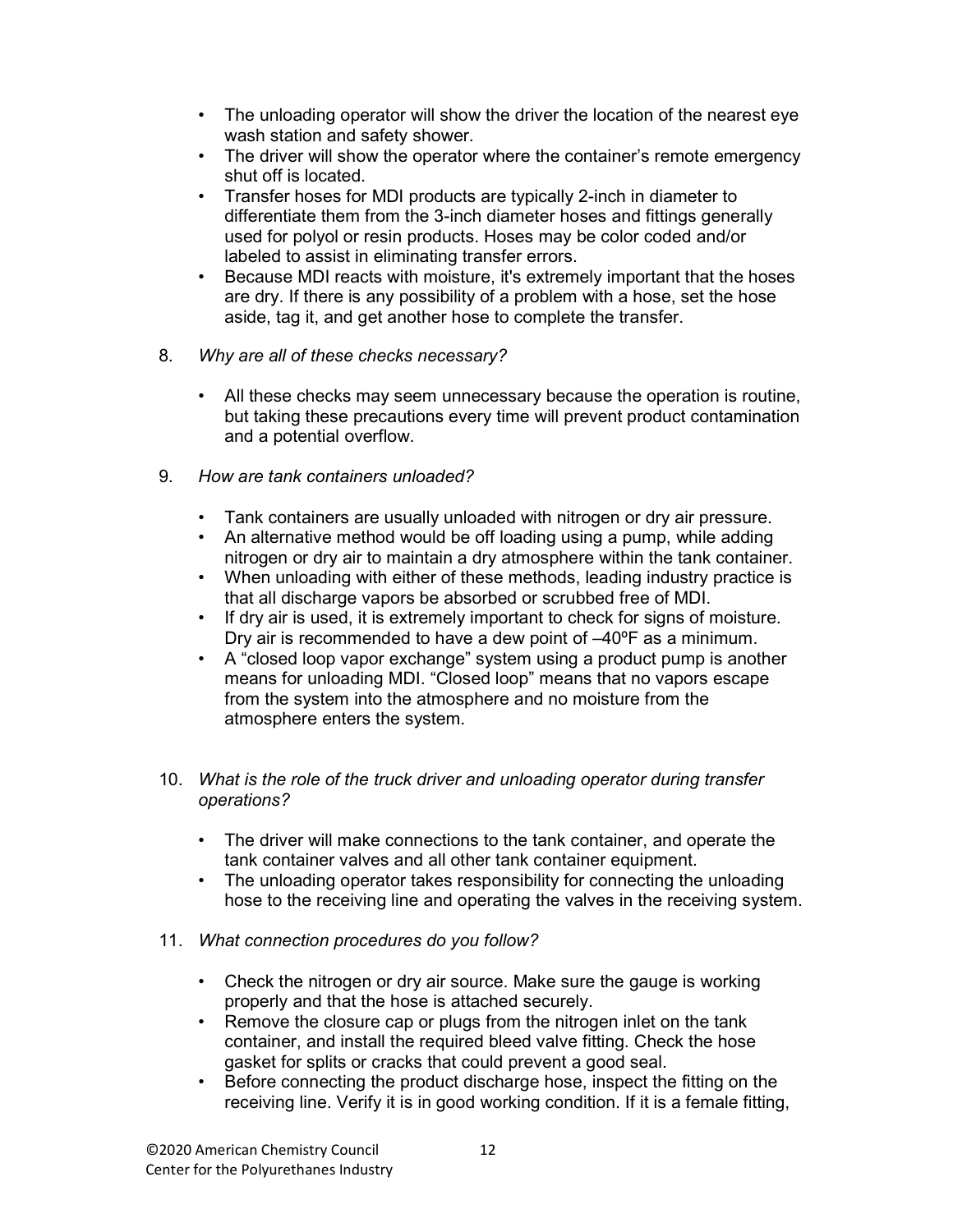- The unloading operator will show the driver the location of the nearest eye wash station and safety shower.
- The driver will show the operator where the container's remote emergency shut off is located.
- Transfer hoses for MDI products are typically 2-inch in diameter to differentiate them from the 3-inch diameter hoses and fittings generally used for polyol or resin products. Hoses may be color coded and/or labeled to assist in eliminating transfer errors.
- Because MDI reacts with moisture, it's extremely important that the hoses are dry. If there is any possibility of a problem with a hose, set the hose aside, tag it, and get another hose to complete the transfer.

8. *Why are all of these checks necessary?*

   - All these checks may seem unnecessary because the operation is routine, but taking these precautions every time will prevent product contamination and a potential overflow.

9. *How are tank containers unloaded?*

   - Tank containers are usually unloaded with nitrogen or dry air pressure.
   - An alternative method would be off loading using a pump, while adding nitrogen or dry air to maintain a dry atmosphere within the tank container.
   - When unloading with either of these methods, leading industry practice is that all discharge vapors be absorbed or scrubbed free of MDI.
   - If dry air is used, it is extremely important to check for signs of moisture. Dry air is recommended to have a dew point of –40ºF as a minimum.
   - A "closed loop vapor exchange" system using a product pump is another means for unloading MDI. "Closed loop" means that no vapors escape from the system into the atmosphere and no moisture from the atmosphere enters the system.

10. *What is the role of the truck driver and unloading operator during transfer operations?*

    - The driver will make connections to the tank container, and operate the tank container valves and all other tank container equipment.
    - The unloading operator takes responsibility for connecting the unloading hose to the receiving line and operating the valves in the receiving system.

11. *What connection procedures do you follow?*

    - Check the nitrogen or dry air source. Make sure the gauge is working properly and that the hose is attached securely.
    - Remove the closure cap or plugs from the nitrogen inlet on the tank container, and install the required bleed valve fitting. Check the hose gasket for splits or cracks that could prevent a good seal.
    - Before connecting the product discharge hose, inspect the fitting on the receiving line. Verify it is in good working condition. If it is a female fitting,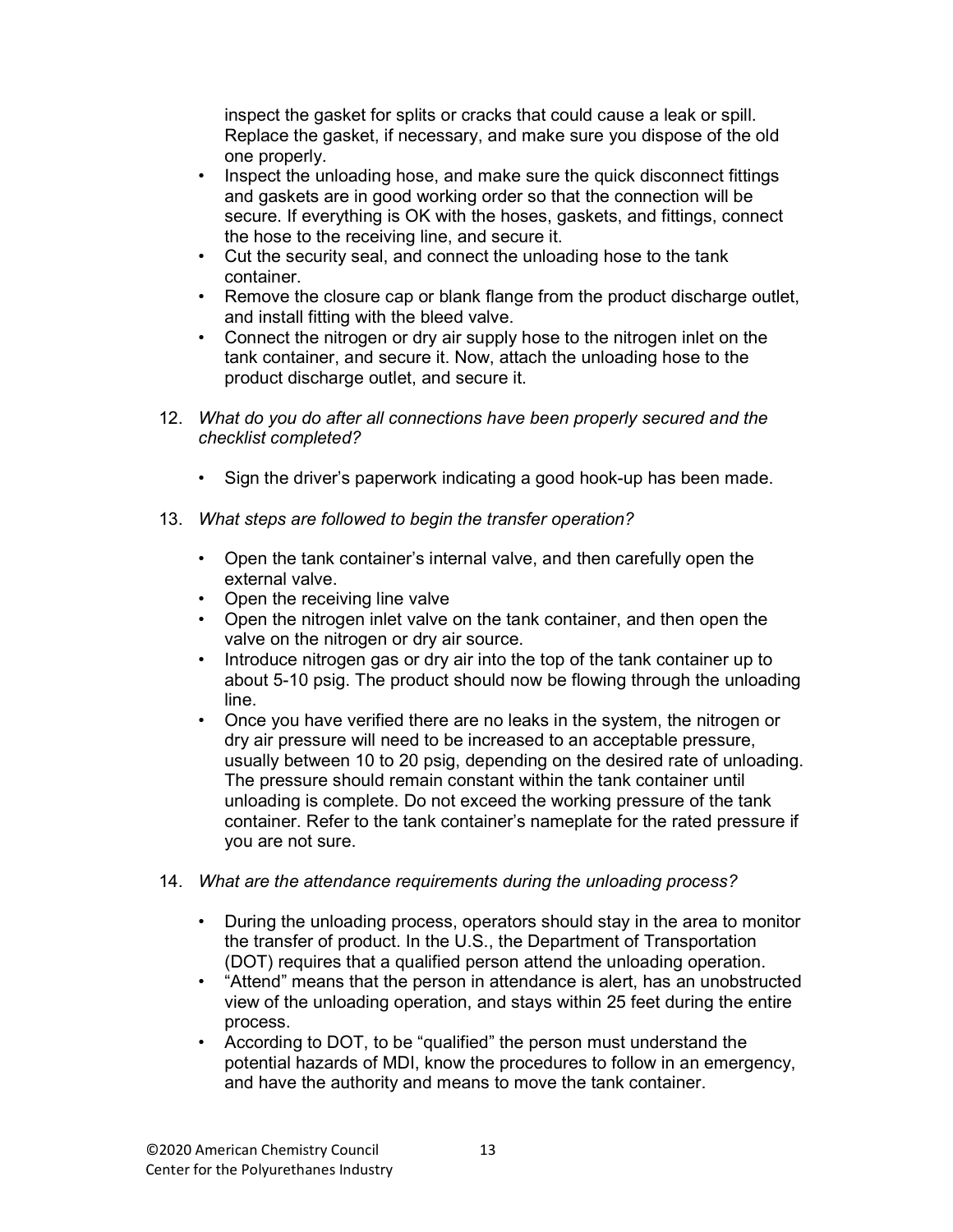inspect the gasket for splits or cracks that could cause a leak or spill. Replace the gasket, if necessary, and make sure you dispose of the old one properly.

- Inspect the unloading hose, and make sure the quick disconnect fittings and gaskets are in good working order so that the connection will be secure. If everything is OK with the hoses, gaskets, and fittings, connect the hose to the receiving line, and secure it.
- Cut the security seal, and connect the unloading hose to the tank container.
- Remove the closure cap or blank flange from the product discharge outlet, and install fitting with the bleed valve.
- Connect the nitrogen or dry air supply hose to the nitrogen inlet on the tank container, and secure it. Now, attach the unloading hose to the product discharge outlet, and secure it.

12. *What do you do after all connections have been properly secured and the checklist completed?*

    - Sign the driver's paperwork indicating a good hook-up has been made.

13. *What steps are followed to begin the transfer operation?*

    - Open the tank container's internal valve, and then carefully open the external valve.
    - Open the receiving line valve
    - Open the nitrogen inlet valve on the tank container, and then open the valve on the nitrogen or dry air source.
    - Introduce nitrogen gas or dry air into the top of the tank container up to about 5-10 psig. The product should now be flowing through the unloading line.
    - Once you have verified there are no leaks in the system, the nitrogen or dry air pressure will need to be increased to an acceptable pressure, usually between 10 to 20 psig, depending on the desired rate of unloading. The pressure should remain constant within the tank container until unloading is complete. Do not exceed the working pressure of the tank container. Refer to the tank container's nameplate for the rated pressure if you are not sure.

14. *What are the attendance requirements during the unloading process?*

    - During the unloading process, operators should stay in the area to monitor the transfer of product. In the U.S., the Department of Transportation (DOT) requires that a qualified person attend the unloading operation.
    - "Attend" means that the person in attendance is alert, has an unobstructed view of the unloading operation, and stays within 25 feet during the entire process.
    - According to DOT, to be "qualified" the person must understand the potential hazards of MDI, know the procedures to follow in an emergency, and have the authority and means to move the tank container.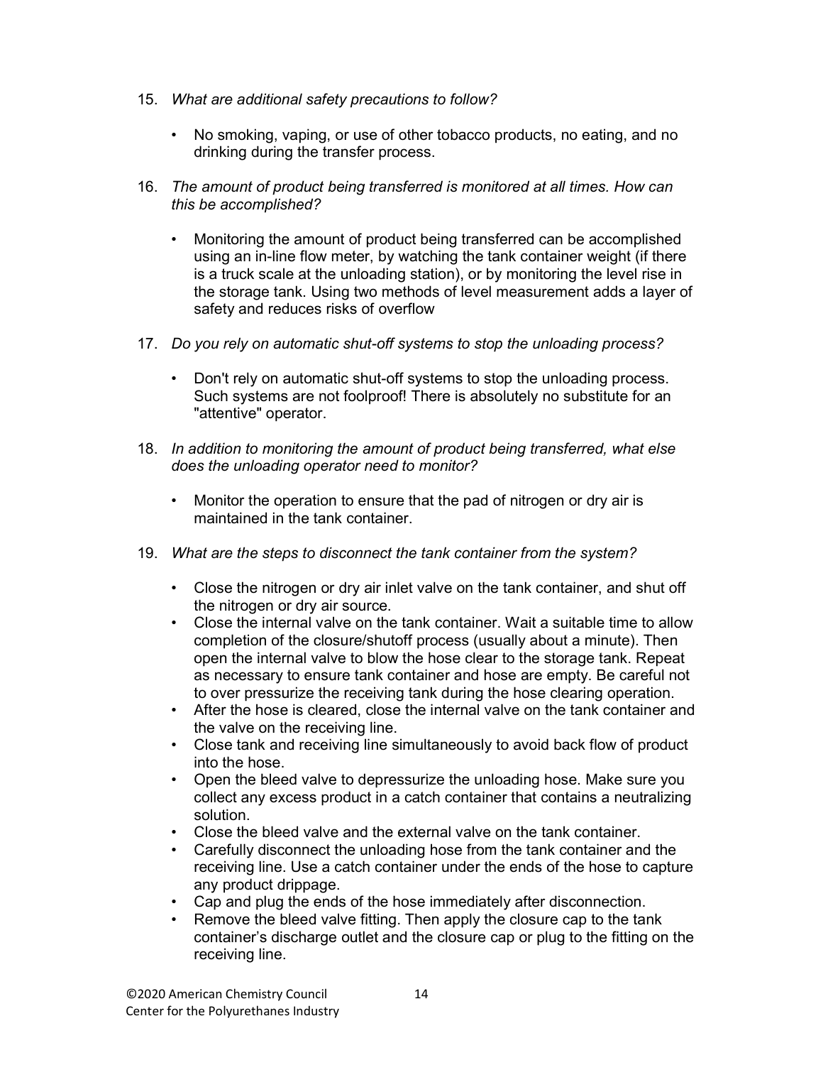15. *What are additional safety precautions to follow?*

    - No smoking, vaping, or use of other tobacco products, no eating, and no drinking during the transfer process.

16. *The amount of product being transferred is monitored at all times. How can this be accomplished?*

    - Monitoring the amount of product being transferred can be accomplished using an in-line flow meter, by watching the tank container weight (if there is a truck scale at the unloading station), or by monitoring the level rise in the storage tank. Using two methods of level measurement adds a layer of safety and reduces risks of overflow

17. *Do you rely on automatic shut-off systems to stop the unloading process?*

    - Don't rely on automatic shut-off systems to stop the unloading process. Such systems are not foolproof! There is absolutely no substitute for an "attentive" operator.

18. *In addition to monitoring the amount of product being transferred, what else does the unloading operator need to monitor?*

    - Monitor the operation to ensure that the pad of nitrogen or dry air is maintained in the tank container.

19. *What are the steps to disconnect the tank container from the system?*

    - Close the nitrogen or dry air inlet valve on the tank container, and shut off the nitrogen or dry air source.
    - Close the internal valve on the tank container. Wait a suitable time to allow completion of the closure/shutoff process (usually about a minute). Then open the internal valve to blow the hose clear to the storage tank. Repeat as necessary to ensure tank container and hose are empty. Be careful not to over pressurize the receiving tank during the hose clearing operation.
    - After the hose is cleared, close the internal valve on the tank container and the valve on the receiving line.
    - Close tank and receiving line simultaneously to avoid back flow of product into the hose.
    - Open the bleed valve to depressurize the unloading hose. Make sure you collect any excess product in a catch container that contains a neutralizing solution.
    - Close the bleed valve and the external valve on the tank container.
    - Carefully disconnect the unloading hose from the tank container and the receiving line. Use a catch container under the ends of the hose to capture any product drippage.
    - Cap and plug the ends of the hose immediately after disconnection.
    - Remove the bleed valve fitting. Then apply the closure cap to the tank container's discharge outlet and the closure cap or plug to the fitting on the receiving line.

©2020 American Chemistry Council
Center for the Polyurethanes Industry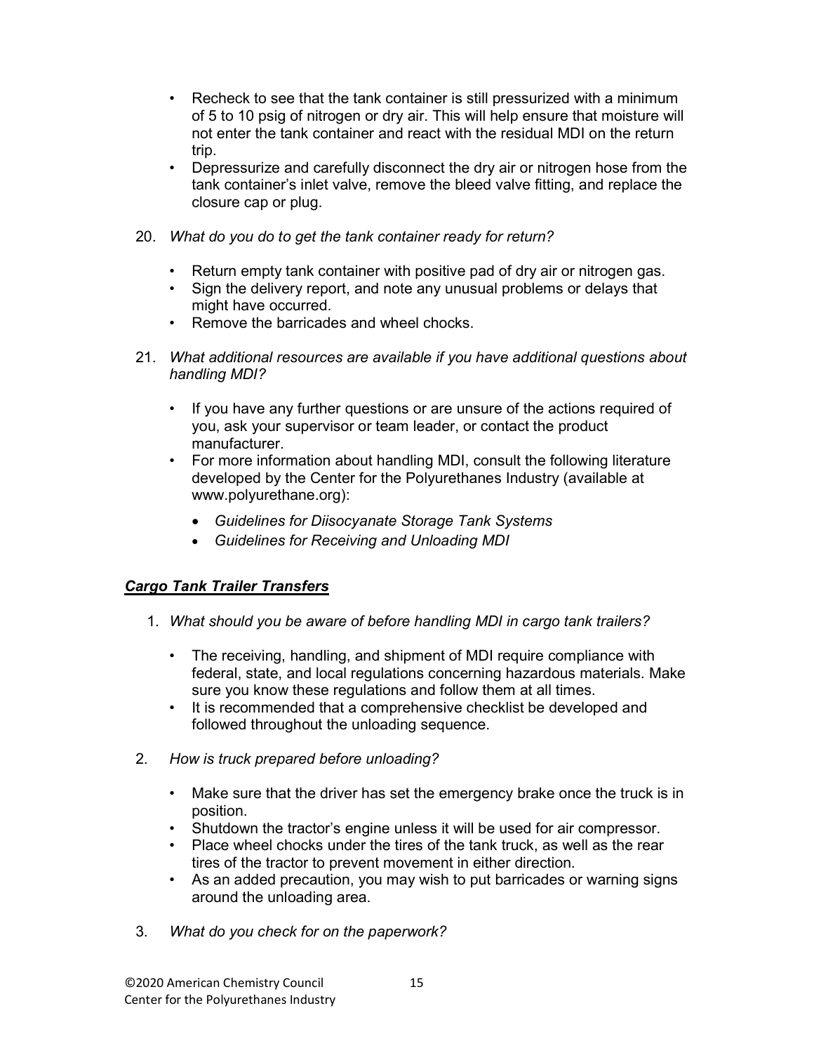- Recheck to see that the tank container is still pressurized with a minimum of 5 to 10 psig of nitrogen or dry air. This will help ensure that moisture will not enter the tank container and react with the residual MDI on the return trip.
- Depressurize and carefully disconnect the dry air or nitrogen hose from the tank container's inlet valve, remove the bleed valve fitting, and replace the closure cap or plug.

20. *What do you do to get the tank container ready for return?*

    - Return empty tank container with positive pad of dry air or nitrogen gas.
    - Sign the delivery report, and note any unusual problems or delays that might have occurred.
    - Remove the barricades and wheel chocks.

21. *What additional resources are available if you have additional questions about handling MDI?*

    - If you have any further questions or are unsure of the actions required of you, ask your supervisor or team leader, or contact the product manufacturer.
    - For more information about handling MDI, consult the following literature developed by the Center for the Polyurethanes Industry (available at www.polyurethane.org):
        - *Guidelines for Diisocyanate Storage Tank Systems*
        - *Guidelines for Receiving and Unloading MDI*

***Cargo Tank Trailer Transfers***

1. *What should you be aware of before handling MDI in cargo tank trailers?*

    - The receiving, handling, and shipment of MDI require compliance with federal, state, and local regulations concerning hazardous materials. Make sure you know these regulations and follow them at all times.
    - It is recommended that a comprehensive checklist be developed and followed throughout the unloading sequence.

2. *How is truck prepared before unloading?*

    - Make sure that the driver has set the emergency brake once the truck is in position.
    - Shutdown the tractor's engine unless it will be used for air compressor.
    - Place wheel chocks under the tires of the tank truck, as well as the rear tires of the tractor to prevent movement in either direction.
    - As an added precaution, you may wish to put barricades or warning signs around the unloading area.

3. *What do you check for on the paperwork?*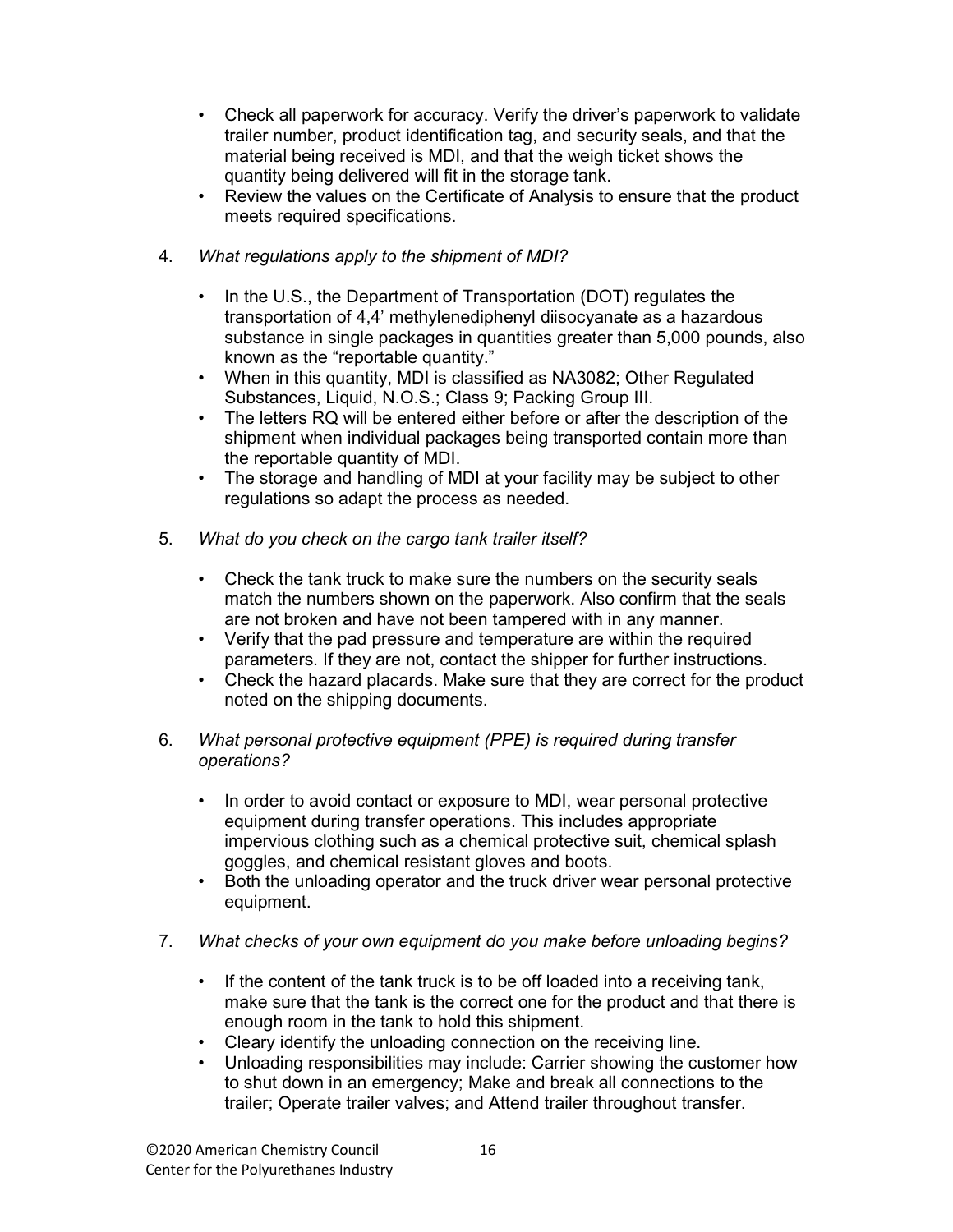- Check all paperwork for accuracy. Verify the driver's paperwork to validate trailer number, product identification tag, and security seals, and that the material being received is MDI, and that the weigh ticket shows the quantity being delivered will fit in the storage tank.
- Review the values on the Certificate of Analysis to ensure that the product meets required specifications.

4. *What regulations apply to the shipment of MDI?*

   - In the U.S., the Department of Transportation (DOT) regulates the transportation of 4,4' methylenediphenyl diisocyanate as a hazardous substance in single packages in quantities greater than 5,000 pounds, also known as the "reportable quantity."
   - When in this quantity, MDI is classified as NA3082; Other Regulated Substances, Liquid, N.O.S.; Class 9; Packing Group III.
   - The letters RQ will be entered either before or after the description of the shipment when individual packages being transported contain more than the reportable quantity of MDI.
   - The storage and handling of MDI at your facility may be subject to other regulations so adapt the process as needed.

5. *What do you check on the cargo tank trailer itself?*

   - Check the tank truck to make sure the numbers on the security seals match the numbers shown on the paperwork. Also confirm that the seals are not broken and have not been tampered with in any manner.
   - Verify that the pad pressure and temperature are within the required parameters. If they are not, contact the shipper for further instructions.
   - Check the hazard placards. Make sure that they are correct for the product noted on the shipping documents.

6. *What personal protective equipment (PPE) is required during transfer operations?*

   - In order to avoid contact or exposure to MDI, wear personal protective equipment during transfer operations. This includes appropriate impervious clothing such as a chemical protective suit, chemical splash goggles, and chemical resistant gloves and boots.
   - Both the unloading operator and the truck driver wear personal protective equipment.

7. *What checks of your own equipment do you make before unloading begins?*

   - If the content of the tank truck is to be off loaded into a receiving tank, make sure that the tank is the correct one for the product and that there is enough room in the tank to hold this shipment.
   - Cleary identify the unloading connection on the receiving line.
   - Unloading responsibilities may include: Carrier showing the customer how to shut down in an emergency; Make and break all connections to the trailer; Operate trailer valves; and Attend trailer throughout transfer.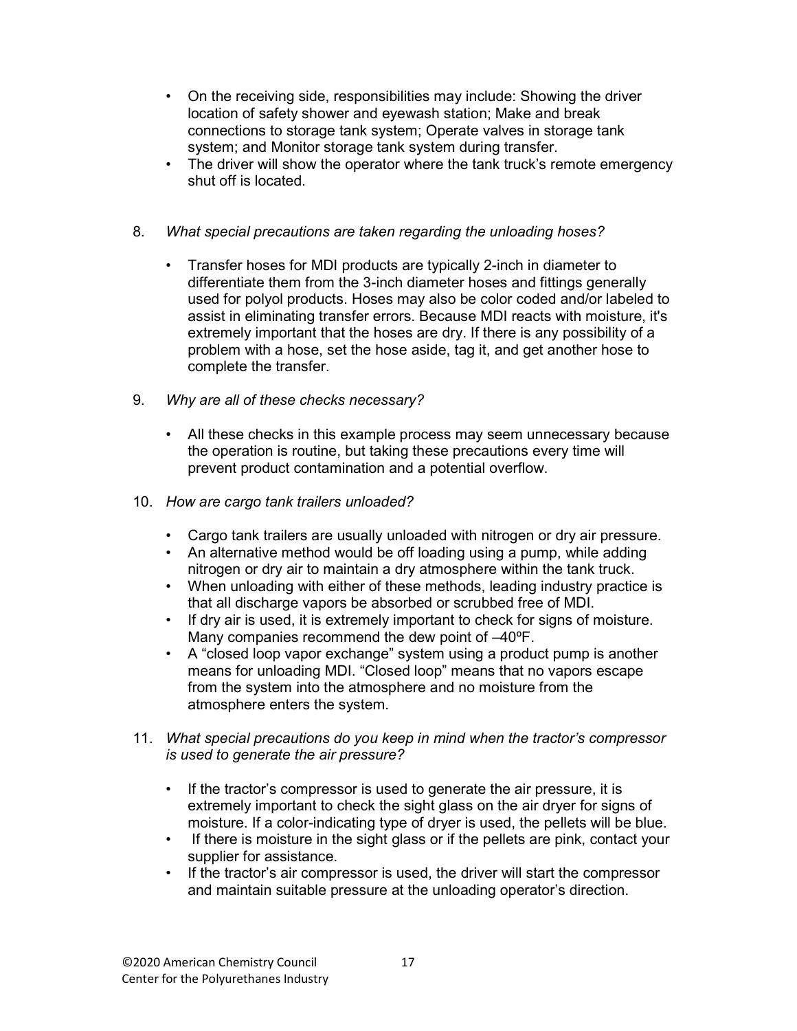- On the receiving side, responsibilities may include: Showing the driver location of safety shower and eyewash station; Make and break connections to storage tank system; Operate valves in storage tank system; and Monitor storage tank system during transfer.
- The driver will show the operator where the tank truck's remote emergency shut off is located.

8. *What special precautions are taken regarding the unloading hoses?*

   - Transfer hoses for MDI products are typically 2-inch in diameter to differentiate them from the 3-inch diameter hoses and fittings generally used for polyol products. Hoses may also be color coded and/or labeled to assist in eliminating transfer errors. Because MDI reacts with moisture, it's extremely important that the hoses are dry. If there is any possibility of a problem with a hose, set the hose aside, tag it, and get another hose to complete the transfer.

9. *Why are all of these checks necessary?*

   - All these checks in this example process may seem unnecessary because the operation is routine, but taking these precautions every time will prevent product contamination and a potential overflow.

10. *How are cargo tank trailers unloaded?*

    - Cargo tank trailers are usually unloaded with nitrogen or dry air pressure.
    - An alternative method would be off loading using a pump, while adding nitrogen or dry air to maintain a dry atmosphere within the tank truck.
    - When unloading with either of these methods, leading industry practice is that all discharge vapors be absorbed or scrubbed free of MDI.
    - If dry air is used, it is extremely important to check for signs of moisture. Many companies recommend the dew point of –40ºF.
    - A "closed loop vapor exchange" system using a product pump is another means for unloading MDI. "Closed loop" means that no vapors escape from the system into the atmosphere and no moisture from the atmosphere enters the system.

11. *What special precautions do you keep in mind when the tractor's compressor is used to generate the air pressure?*

    - If the tractor's compressor is used to generate the air pressure, it is extremely important to check the sight glass on the air dryer for signs of moisture. If a color-indicating type of dryer is used, the pellets will be blue.
    - If there is moisture in the sight glass or if the pellets are pink, contact your supplier for assistance.
    - If the tractor's air compressor is used, the driver will start the compressor and maintain suitable pressure at the unloading operator's direction.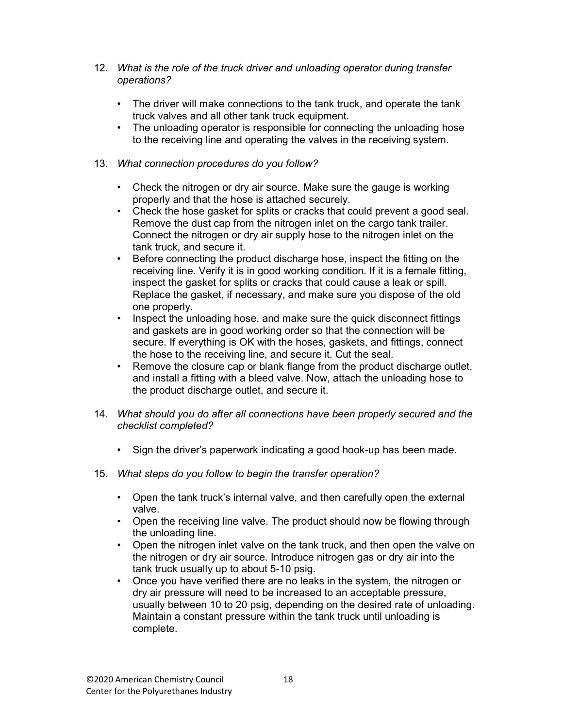12. *What is the role of the truck driver and unloading operator during transfer operations?*

    - The driver will make connections to the tank truck, and operate the tank truck valves and all other tank truck equipment.
    - The unloading operator is responsible for connecting the unloading hose to the receiving line and operating the valves in the receiving system.

13. *What connection procedures do you follow?*

    - Check the nitrogen or dry air source. Make sure the gauge is working properly and that the hose is attached securely.
    - Check the hose gasket for splits or cracks that could prevent a good seal. Remove the dust cap from the nitrogen inlet on the cargo tank trailer. Connect the nitrogen or dry air supply hose to the nitrogen inlet on the tank truck, and secure it.
    - Before connecting the product discharge hose, inspect the fitting on the receiving line. Verify it is in good working condition. If it is a female fitting, inspect the gasket for splits or cracks that could cause a leak or spill. Replace the gasket, if necessary, and make sure you dispose of the old one properly.
    - Inspect the unloading hose, and make sure the quick disconnect fittings and gaskets are in good working order so that the connection will be secure. If everything is OK with the hoses, gaskets, and fittings, connect the hose to the receiving line, and secure it. Cut the seal.
    - Remove the closure cap or blank flange from the product discharge outlet, and install a fitting with a bleed valve. Now, attach the unloading hose to the product discharge outlet, and secure it.

14. *What should you do after all connections have been properly secured and the checklist completed?*

    - Sign the driver's paperwork indicating a good hook-up has been made.

15. *What steps do you follow to begin the transfer operation?*

    - Open the tank truck's internal valve, and then carefully open the external valve.
    - Open the receiving line valve. The product should now be flowing through the unloading line.
    - Open the nitrogen inlet valve on the tank truck, and then open the valve on the nitrogen or dry air source. Introduce nitrogen gas or dry air into the tank truck usually up to about 5-10 psig.
    - Once you have verified there are no leaks in the system, the nitrogen or dry air pressure will need to be increased to an acceptable pressure, usually between 10 to 20 psig, depending on the desired rate of unloading. Maintain a constant pressure within the tank truck until unloading is complete.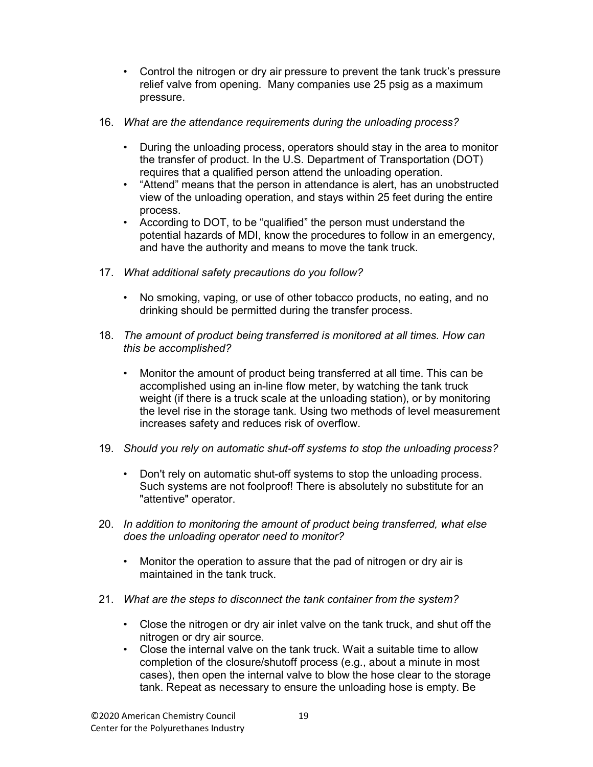- Control the nitrogen or dry air pressure to prevent the tank truck's pressure relief valve from opening. Many companies use 25 psig as a maximum pressure.

16. *What are the attendance requirements during the unloading process?*

    - During the unloading process, operators should stay in the area to monitor the transfer of product. In the U.S. Department of Transportation (DOT) requires that a qualified person attend the unloading operation.
    - "Attend" means that the person in attendance is alert, has an unobstructed view of the unloading operation, and stays within 25 feet during the entire process.
    - According to DOT, to be "qualified" the person must understand the potential hazards of MDI, know the procedures to follow in an emergency, and have the authority and means to move the tank truck.

17. *What additional safety precautions do you follow?*

    - No smoking, vaping, or use of other tobacco products, no eating, and no drinking should be permitted during the transfer process.

18. *The amount of product being transferred is monitored at all times. How can this be accomplished?*

    - Monitor the amount of product being transferred at all time. This can be accomplished using an in-line flow meter, by watching the tank truck weight (if there is a truck scale at the unloading station), or by monitoring the level rise in the storage tank. Using two methods of level measurement increases safety and reduces risk of overflow.

19. *Should you rely on automatic shut-off systems to stop the unloading process?*

    - Don't rely on automatic shut-off systems to stop the unloading process. Such systems are not foolproof! There is absolutely no substitute for an "attentive" operator.

20. *In addition to monitoring the amount of product being transferred, what else does the unloading operator need to monitor?*

    - Monitor the operation to assure that the pad of nitrogen or dry air is maintained in the tank truck.

21. *What are the steps to disconnect the tank container from the system?*

    - Close the nitrogen or dry air inlet valve on the tank truck, and shut off the nitrogen or dry air source.
    - Close the internal valve on the tank truck. Wait a suitable time to allow completion of the closure/shutoff process (e.g., about a minute in most cases), then open the internal valve to blow the hose clear to the storage tank. Repeat as necessary to ensure the unloading hose is empty. Be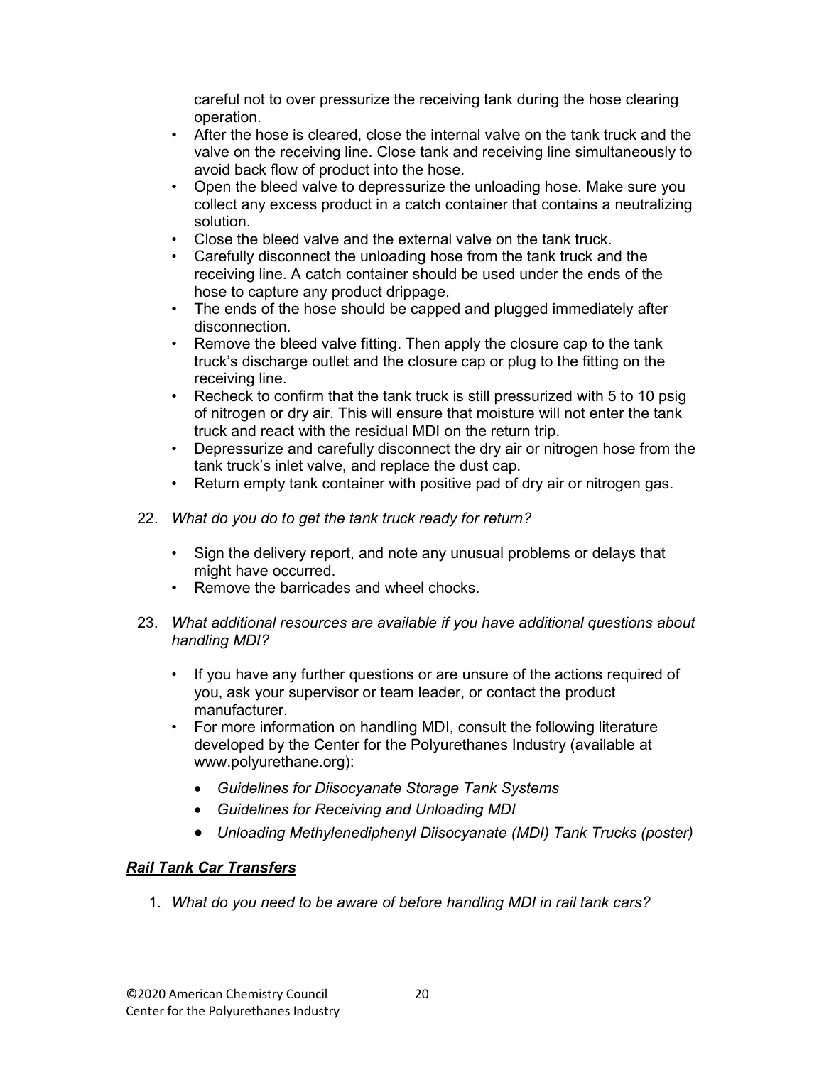careful not to over pressurize the receiving tank during the hose clearing operation.

- After the hose is cleared, close the internal valve on the tank truck and the valve on the receiving line. Close tank and receiving line simultaneously to avoid back flow of product into the hose.
- Open the bleed valve to depressurize the unloading hose. Make sure you collect any excess product in a catch container that contains a neutralizing solution.
- Close the bleed valve and the external valve on the tank truck.
- Carefully disconnect the unloading hose from the tank truck and the receiving line. A catch container should be used under the ends of the hose to capture any product drippage.
- The ends of the hose should be capped and plugged immediately after disconnection.
- Remove the bleed valve fitting. Then apply the closure cap to the tank truck's discharge outlet and the closure cap or plug to the fitting on the receiving line.
- Recheck to confirm that the tank truck is still pressurized with 5 to 10 psig of nitrogen or dry air. This will ensure that moisture will not enter the tank truck and react with the residual MDI on the return trip.
- Depressurize and carefully disconnect the dry air or nitrogen hose from the tank truck's inlet valve, and replace the dust cap.
- Return empty tank container with positive pad of dry air or nitrogen gas.

22. *What do you do to get the tank truck ready for return?*

    - Sign the delivery report, and note any unusual problems or delays that might have occurred.
    - Remove the barricades and wheel chocks.

23. *What additional resources are available if you have additional questions about handling MDI?*

    - If you have any further questions or are unsure of the actions required of you, ask your supervisor or team leader, or contact the product manufacturer.
    - For more information on handling MDI, consult the following literature developed by the Center for the Polyurethanes Industry (available at www.polyurethane.org):
        - *Guidelines for Diisocyanate Storage Tank Systems*
        - *Guidelines for Receiving and Unloading MDI*
        - *Unloading Methylenediphenyl Diisocyanate (MDI) Tank Trucks (poster)*

## ***Rail Tank Car Transfers***

1. *What do you need to be aware of before handling MDI in rail tank cars?*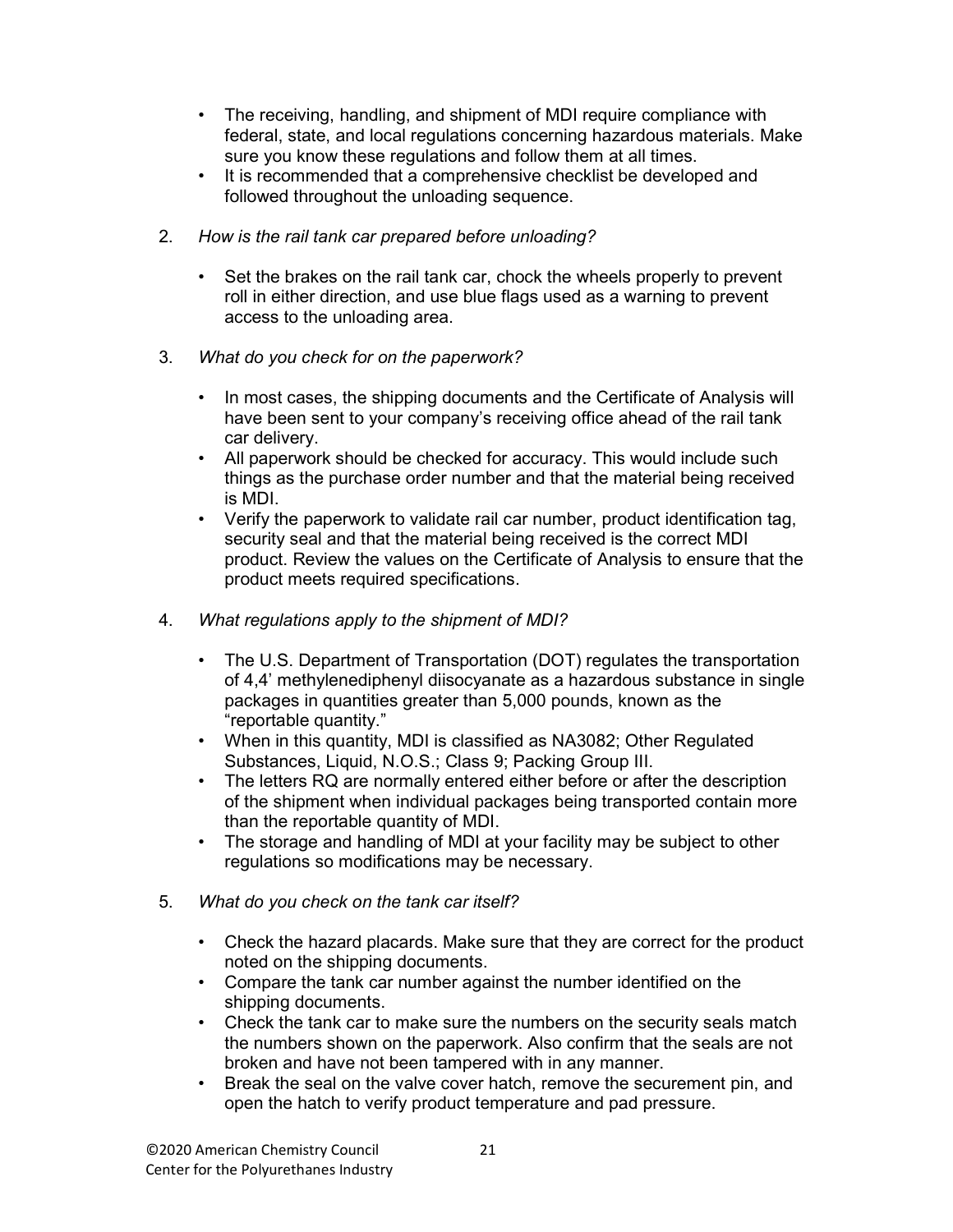- The receiving, handling, and shipment of MDI require compliance with federal, state, and local regulations concerning hazardous materials. Make sure you know these regulations and follow them at all times.
- It is recommended that a comprehensive checklist be developed and followed throughout the unloading sequence.

2. *How is the rail tank car prepared before unloading?*

   - Set the brakes on the rail tank car, chock the wheels properly to prevent roll in either direction, and use blue flags used as a warning to prevent access to the unloading area.

3. *What do you check for on the paperwork?*

   - In most cases, the shipping documents and the Certificate of Analysis will have been sent to your company's receiving office ahead of the rail tank car delivery.
   - All paperwork should be checked for accuracy. This would include such things as the purchase order number and that the material being received is MDI.
   - Verify the paperwork to validate rail car number, product identification tag, security seal and that the material being received is the correct MDI product. Review the values on the Certificate of Analysis to ensure that the product meets required specifications.

4. *What regulations apply to the shipment of MDI?*

   - The U.S. Department of Transportation (DOT) regulates the transportation of 4,4' methylenediphenyl diisocyanate as a hazardous substance in single packages in quantities greater than 5,000 pounds, known as the "reportable quantity."
   - When in this quantity, MDI is classified as NA3082; Other Regulated Substances, Liquid, N.O.S.; Class 9; Packing Group III.
   - The letters RQ are normally entered either before or after the description of the shipment when individual packages being transported contain more than the reportable quantity of MDI.
   - The storage and handling of MDI at your facility may be subject to other regulations so modifications may be necessary.

5. *What do you check on the tank car itself?*

   - Check the hazard placards. Make sure that they are correct for the product noted on the shipping documents.
   - Compare the tank car number against the number identified on the shipping documents.
   - Check the tank car to make sure the numbers on the security seals match the numbers shown on the paperwork. Also confirm that the seals are not broken and have not been tampered with in any manner.
   - Break the seal on the valve cover hatch, remove the securement pin, and open the hatch to verify product temperature and pad pressure.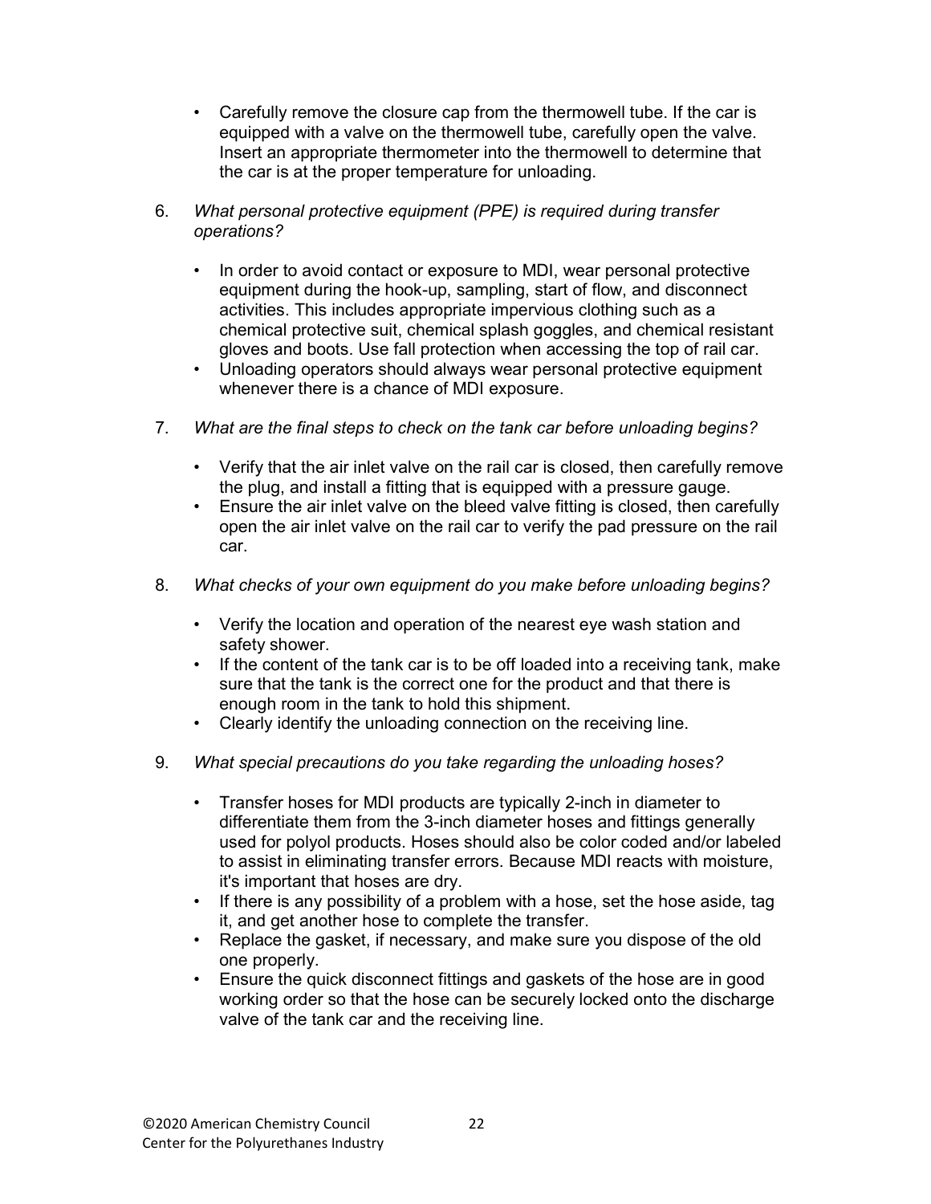- Carefully remove the closure cap from the thermowell tube. If the car is equipped with a valve on the thermowell tube, carefully open the valve. Insert an appropriate thermometer into the thermowell to determine that the car is at the proper temperature for unloading.

6. *What personal protective equipment (PPE) is required during transfer operations?*

   - In order to avoid contact or exposure to MDI, wear personal protective equipment during the hook-up, sampling, start of flow, and disconnect activities. This includes appropriate impervious clothing such as a chemical protective suit, chemical splash goggles, and chemical resistant gloves and boots. Use fall protection when accessing the top of rail car.
   - Unloading operators should always wear personal protective equipment whenever there is a chance of MDI exposure.

7. *What are the final steps to check on the tank car before unloading begins?*

   - Verify that the air inlet valve on the rail car is closed, then carefully remove the plug, and install a fitting that is equipped with a pressure gauge.
   - Ensure the air inlet valve on the bleed valve fitting is closed, then carefully open the air inlet valve on the rail car to verify the pad pressure on the rail car.

8. *What checks of your own equipment do you make before unloading begins?*

   - Verify the location and operation of the nearest eye wash station and safety shower.
   - If the content of the tank car is to be off loaded into a receiving tank, make sure that the tank is the correct one for the product and that there is enough room in the tank to hold this shipment.
   - Clearly identify the unloading connection on the receiving line.

9. *What special precautions do you take regarding the unloading hoses?*

   - Transfer hoses for MDI products are typically 2-inch in diameter to differentiate them from the 3-inch diameter hoses and fittings generally used for polyol products. Hoses should also be color coded and/or labeled to assist in eliminating transfer errors. Because MDI reacts with moisture, it's important that hoses are dry.
   - If there is any possibility of a problem with a hose, set the hose aside, tag it, and get another hose to complete the transfer.
   - Replace the gasket, if necessary, and make sure you dispose of the old one properly.
   - Ensure the quick disconnect fittings and gaskets of the hose are in good working order so that the hose can be securely locked onto the discharge valve of the tank car and the receiving line.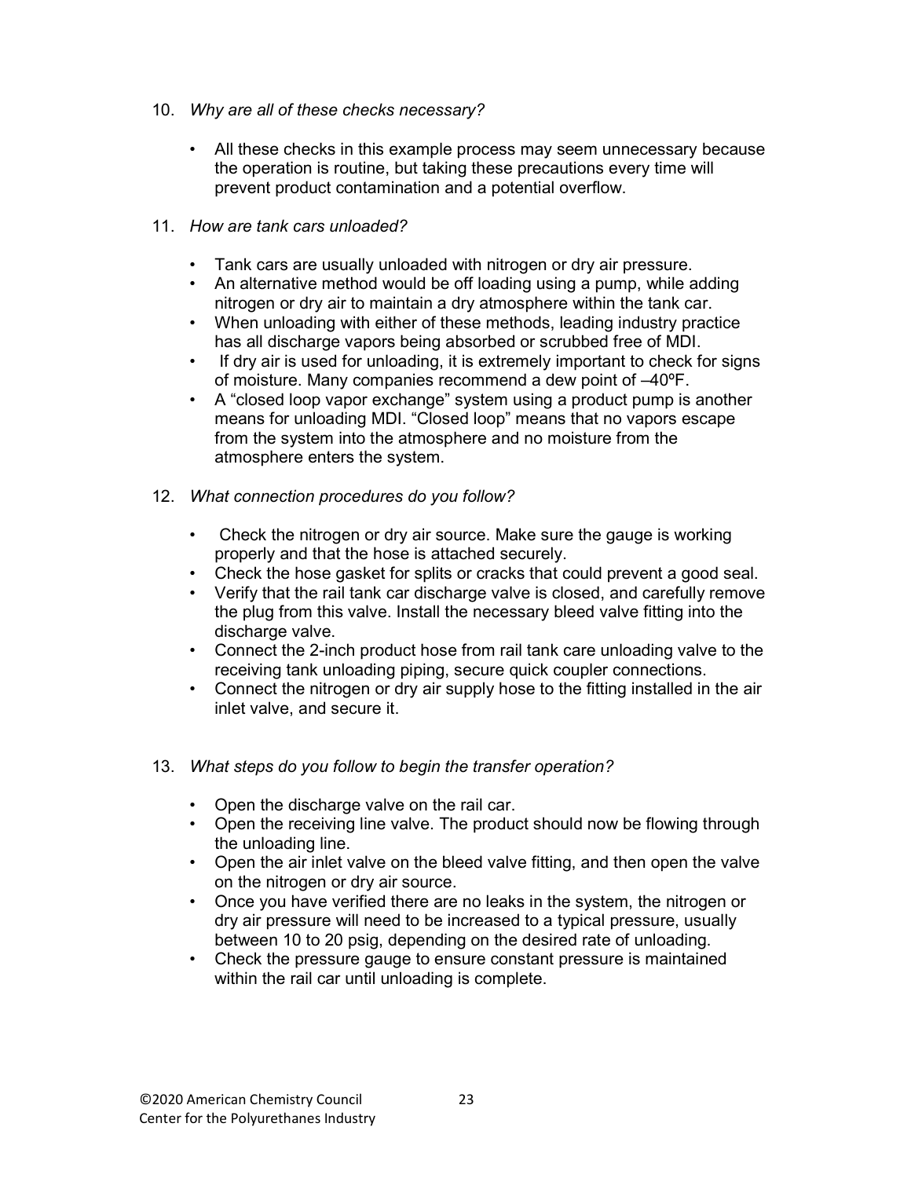10. *Why are all of these checks necessary?*

    - All these checks in this example process may seem unnecessary because the operation is routine, but taking these precautions every time will prevent product contamination and a potential overflow.

11. *How are tank cars unloaded?*

    - Tank cars are usually unloaded with nitrogen or dry air pressure.
    - An alternative method would be off loading using a pump, while adding nitrogen or dry air to maintain a dry atmosphere within the tank car.
    - When unloading with either of these methods, leading industry practice has all discharge vapors being absorbed or scrubbed free of MDI.
    - If dry air is used for unloading, it is extremely important to check for signs of moisture. Many companies recommend a dew point of –40ºF.
    - A "closed loop vapor exchange" system using a product pump is another means for unloading MDI. "Closed loop" means that no vapors escape from the system into the atmosphere and no moisture from the atmosphere enters the system.

12. *What connection procedures do you follow?*

    - Check the nitrogen or dry air source. Make sure the gauge is working properly and that the hose is attached securely.
    - Check the hose gasket for splits or cracks that could prevent a good seal.
    - Verify that the rail tank car discharge valve is closed, and carefully remove the plug from this valve. Install the necessary bleed valve fitting into the discharge valve.
    - Connect the 2-inch product hose from rail tank care unloading valve to the receiving tank unloading piping, secure quick coupler connections.
    - Connect the nitrogen or dry air supply hose to the fitting installed in the air inlet valve, and secure it.

13. *What steps do you follow to begin the transfer operation?*

    - Open the discharge valve on the rail car.
    - Open the receiving line valve. The product should now be flowing through the unloading line.
    - Open the air inlet valve on the bleed valve fitting, and then open the valve on the nitrogen or dry air source.
    - Once you have verified there are no leaks in the system, the nitrogen or dry air pressure will need to be increased to a typical pressure, usually between 10 to 20 psig, depending on the desired rate of unloading.
    - Check the pressure gauge to ensure constant pressure is maintained within the rail car until unloading is complete.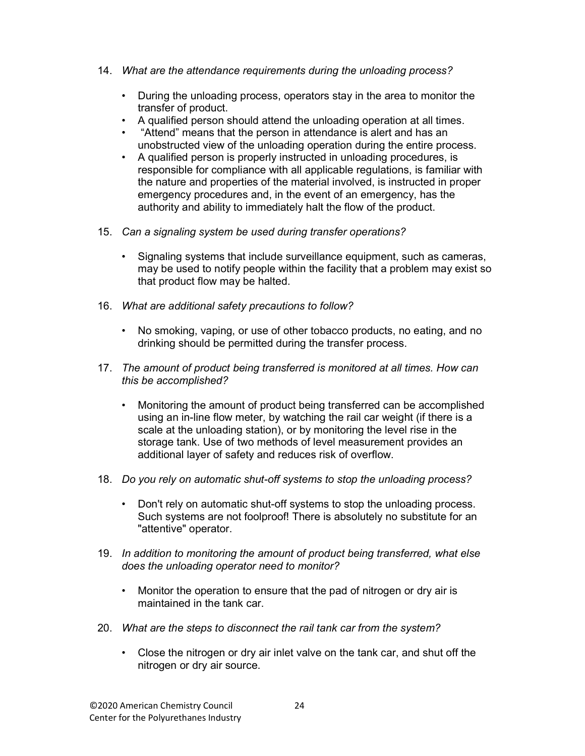14. *What are the attendance requirements during the unloading process?*

    - During the unloading process, operators stay in the area to monitor the transfer of product.
    - A qualified person should attend the unloading operation at all times.
    - "Attend" means that the person in attendance is alert and has an unobstructed view of the unloading operation during the entire process.
    - A qualified person is properly instructed in unloading procedures, is responsible for compliance with all applicable regulations, is familiar with the nature and properties of the material involved, is instructed in proper emergency procedures and, in the event of an emergency, has the authority and ability to immediately halt the flow of the product.

15. *Can a signaling system be used during transfer operations?*

    - Signaling systems that include surveillance equipment, such as cameras, may be used to notify people within the facility that a problem may exist so that product flow may be halted.

16. *What are additional safety precautions to follow?*

    - No smoking, vaping, or use of other tobacco products, no eating, and no drinking should be permitted during the transfer process.

17. *The amount of product being transferred is monitored at all times. How can this be accomplished?*

    - Monitoring the amount of product being transferred can be accomplished using an in-line flow meter, by watching the rail car weight (if there is a scale at the unloading station), or by monitoring the level rise in the storage tank. Use of two methods of level measurement provides an additional layer of safety and reduces risk of overflow.

18. *Do you rely on automatic shut-off systems to stop the unloading process?*

    - Don't rely on automatic shut-off systems to stop the unloading process. Such systems are not foolproof! There is absolutely no substitute for an "attentive" operator.

19. *In addition to monitoring the amount of product being transferred, what else does the unloading operator need to monitor?*

    - Monitor the operation to ensure that the pad of nitrogen or dry air is maintained in the tank car.

20. *What are the steps to disconnect the rail tank car from the system?*

    - Close the nitrogen or dry air inlet valve on the tank car, and shut off the nitrogen or dry air source.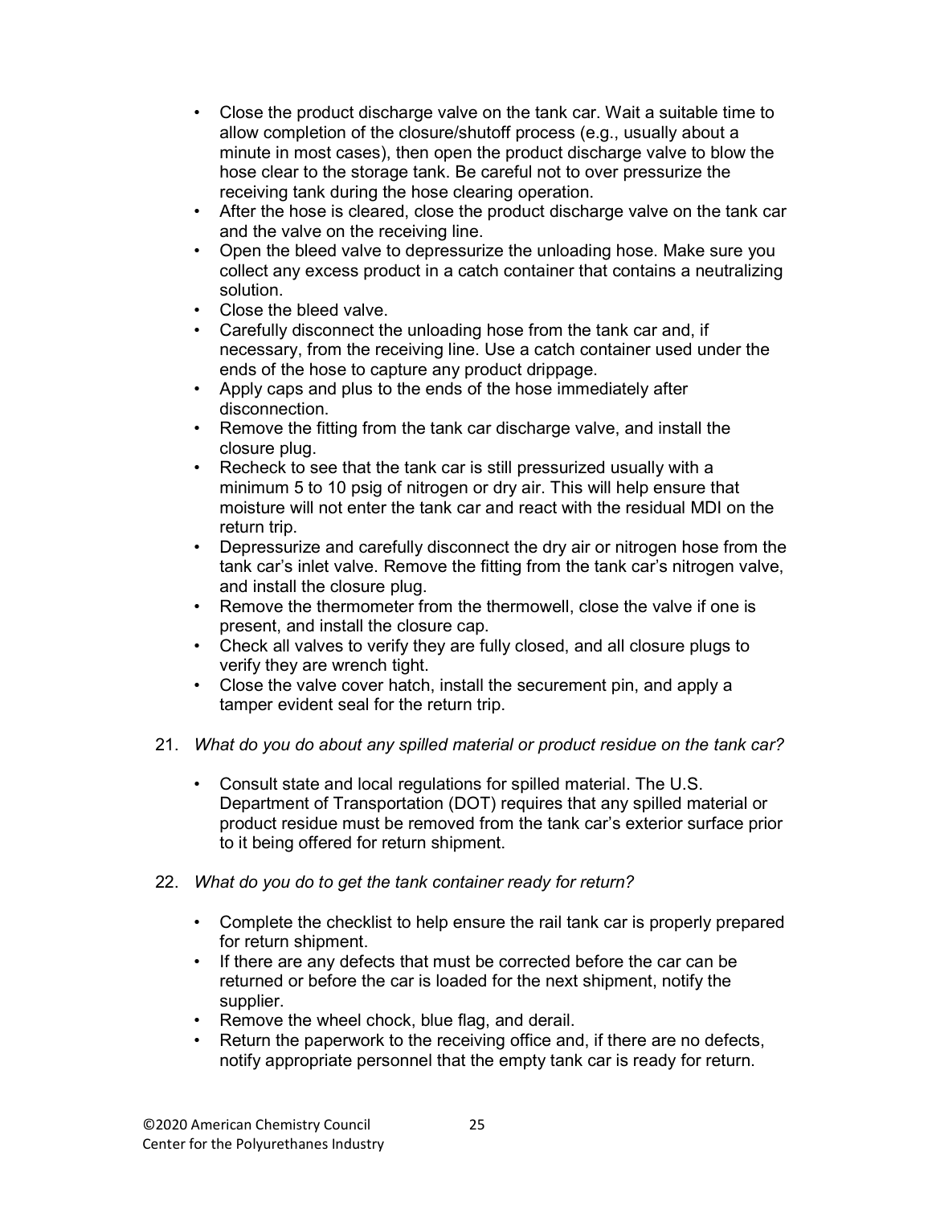- Close the product discharge valve on the tank car. Wait a suitable time to allow completion of the closure/shutoff process (e.g., usually about a minute in most cases), then open the product discharge valve to blow the hose clear to the storage tank. Be careful not to over pressurize the receiving tank during the hose clearing operation.
- After the hose is cleared, close the product discharge valve on the tank car and the valve on the receiving line.
- Open the bleed valve to depressurize the unloading hose. Make sure you collect any excess product in a catch container that contains a neutralizing solution.
- Close the bleed valve.
- Carefully disconnect the unloading hose from the tank car and, if necessary, from the receiving line. Use a catch container used under the ends of the hose to capture any product drippage.
- Apply caps and plus to the ends of the hose immediately after disconnection.
- Remove the fitting from the tank car discharge valve, and install the closure plug.
- Recheck to see that the tank car is still pressurized usually with a minimum 5 to 10 psig of nitrogen or dry air. This will help ensure that moisture will not enter the tank car and react with the residual MDI on the return trip.
- Depressurize and carefully disconnect the dry air or nitrogen hose from the tank car's inlet valve. Remove the fitting from the tank car's nitrogen valve, and install the closure plug.
- Remove the thermometer from the thermowell, close the valve if one is present, and install the closure cap.
- Check all valves to verify they are fully closed, and all closure plugs to verify they are wrench tight.
- Close the valve cover hatch, install the securement pin, and apply a tamper evident seal for the return trip.

21. *What do you do about any spilled material or product residue on the tank car?*

    - Consult state and local regulations for spilled material. The U.S. Department of Transportation (DOT) requires that any spilled material or product residue must be removed from the tank car's exterior surface prior to it being offered for return shipment.

22. *What do you do to get the tank container ready for return?*

    - Complete the checklist to help ensure the rail tank car is properly prepared for return shipment.
    - If there are any defects that must be corrected before the car can be returned or before the car is loaded for the next shipment, notify the supplier.
    - Remove the wheel chock, blue flag, and derail.
    - Return the paperwork to the receiving office and, if there are no defects, notify appropriate personnel that the empty tank car is ready for return.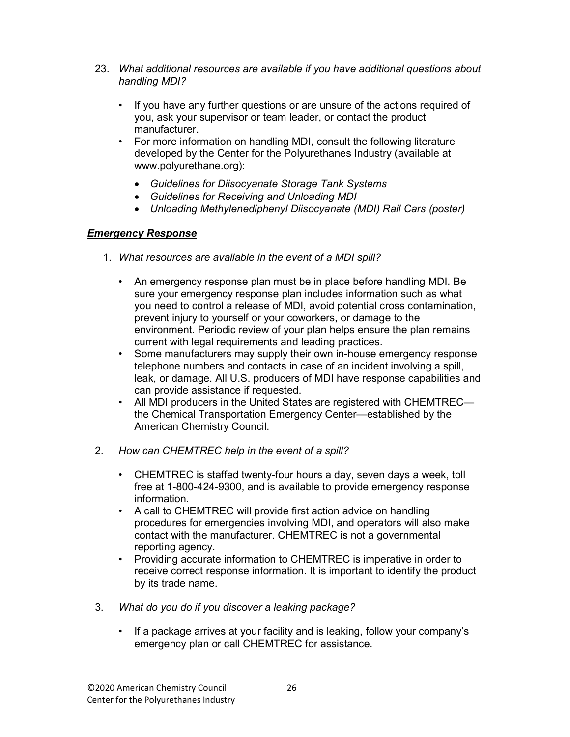23. *What additional resources are available if you have additional questions about handling MDI?*

    - If you have any further questions or are unsure of the actions required of you, ask your supervisor or team leader, or contact the product manufacturer.
    - For more information on handling MDI, consult the following literature developed by the Center for the Polyurethanes Industry (available at www.polyurethane.org):
        - *Guidelines for Diisocyanate Storage Tank Systems*
        - *Guidelines for Receiving and Unloading MDI*
        - *Unloading Methylenediphenyl Diisocyanate (MDI) Rail Cars (poster)*

## ***Emergency Response***

1. *What resources are available in the event of a MDI spill?*

    - An emergency response plan must be in place before handling MDI. Be sure your emergency response plan includes information such as what you need to control a release of MDI, avoid potential cross contamination, prevent injury to yourself or your coworkers, or damage to the environment. Periodic review of your plan helps ensure the plan remains current with legal requirements and leading practices.
    - Some manufacturers may supply their own in-house emergency response telephone numbers and contacts in case of an incident involving a spill, leak, or damage. All U.S. producers of MDI have response capabilities and can provide assistance if requested.
    - All MDI producers in the United States are registered with CHEMTREC—the Chemical Transportation Emergency Center—established by the American Chemistry Council.

2. *How can CHEMTREC help in the event of a spill?*

    - CHEMTREC is staffed twenty-four hours a day, seven days a week, toll free at 1-800-424-9300, and is available to provide emergency response information.
    - A call to CHEMTREC will provide first action advice on handling procedures for emergencies involving MDI, and operators will also make contact with the manufacturer. CHEMTREC is not a governmental reporting agency.
    - Providing accurate information to CHEMTREC is imperative in order to receive correct response information. It is important to identify the product by its trade name.

3. *What do you do if you discover a leaking package?*

    - If a package arrives at your facility and is leaking, follow your company's emergency plan or call CHEMTREC for assistance.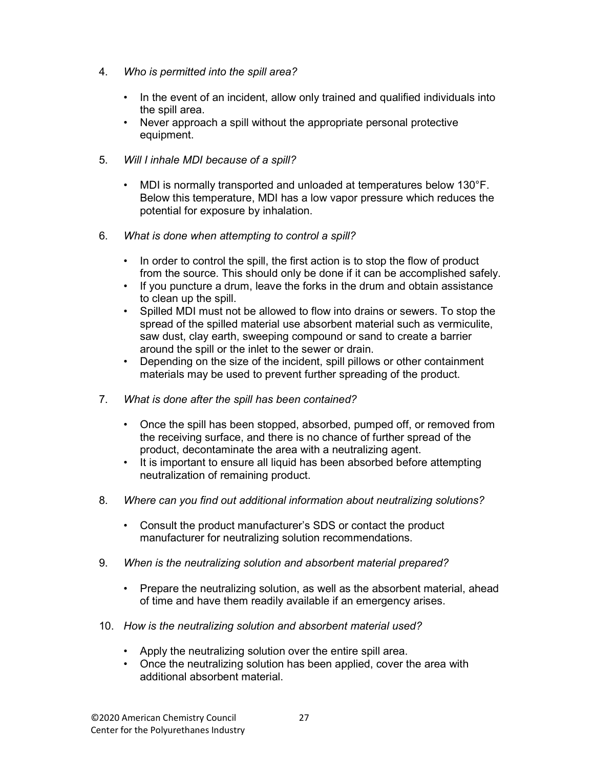4. *Who is permitted into the spill area?*

   - In the event of an incident, allow only trained and qualified individuals into the spill area.
   - Never approach a spill without the appropriate personal protective equipment.

5. *Will I inhale MDI because of a spill?*

   - MDI is normally transported and unloaded at temperatures below 130°F. Below this temperature, MDI has a low vapor pressure which reduces the potential for exposure by inhalation.

6. *What is done when attempting to control a spill?*

   - In order to control the spill, the first action is to stop the flow of product from the source. This should only be done if it can be accomplished safely.
   - If you puncture a drum, leave the forks in the drum and obtain assistance to clean up the spill.
   - Spilled MDI must not be allowed to flow into drains or sewers. To stop the spread of the spilled material use absorbent material such as vermiculite, saw dust, clay earth, sweeping compound or sand to create a barrier around the spill or the inlet to the sewer or drain.
   - Depending on the size of the incident, spill pillows or other containment materials may be used to prevent further spreading of the product.

7. *What is done after the spill has been contained?*

   - Once the spill has been stopped, absorbed, pumped off, or removed from the receiving surface, and there is no chance of further spread of the product, decontaminate the area with a neutralizing agent.
   - It is important to ensure all liquid has been absorbed before attempting neutralization of remaining product.

8. *Where can you find out additional information about neutralizing solutions?*

   - Consult the product manufacturer's SDS or contact the product manufacturer for neutralizing solution recommendations.

9. *When is the neutralizing solution and absorbent material prepared?*

   - Prepare the neutralizing solution, as well as the absorbent material, ahead of time and have them readily available if an emergency arises.

10. *How is the neutralizing solution and absorbent material used?*

    - Apply the neutralizing solution over the entire spill area.
    - Once the neutralizing solution has been applied, cover the area with additional absorbent material.

©2020 American Chemistry Council
Center for the Polyurethanes Industry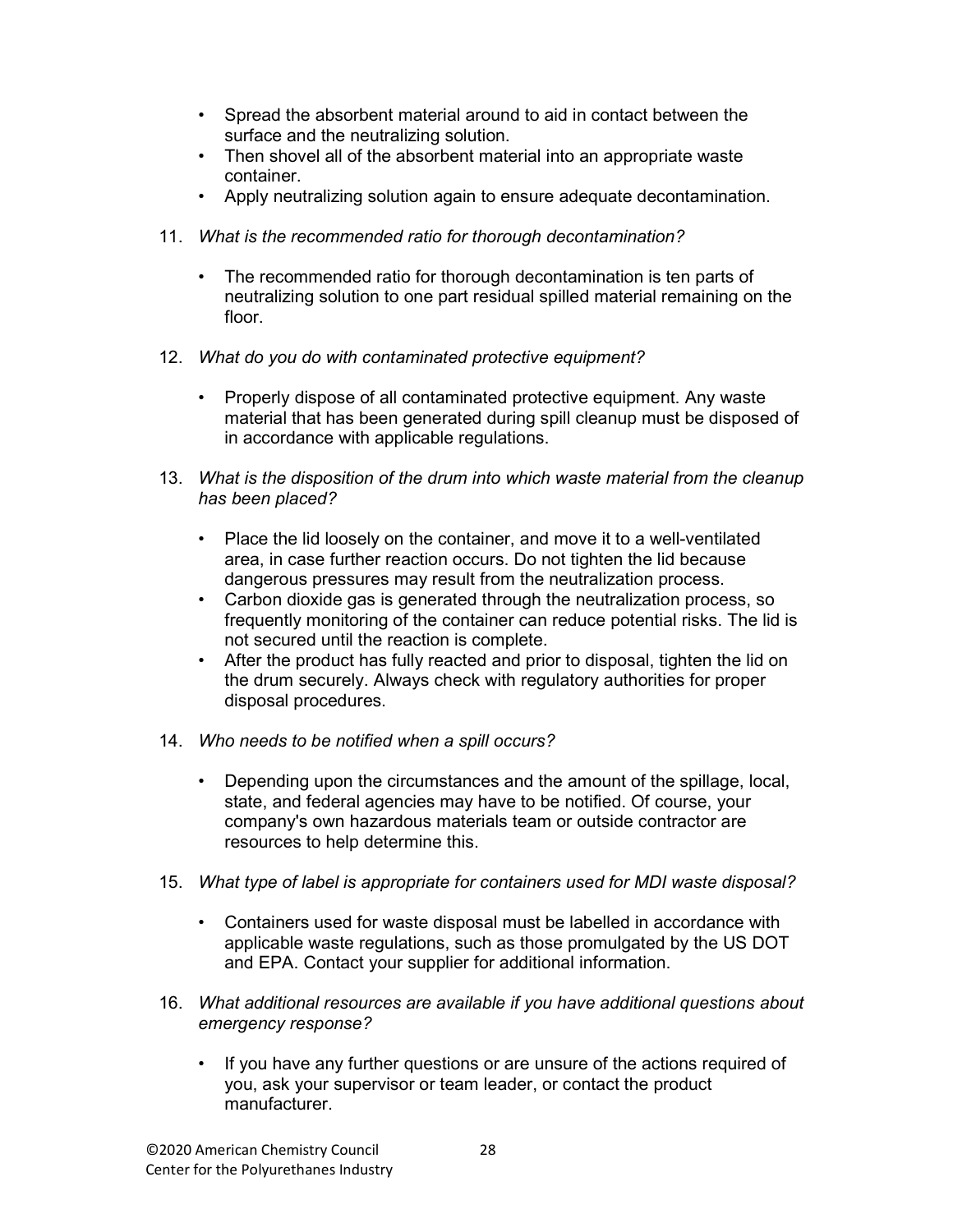- Spread the absorbent material around to aid in contact between the surface and the neutralizing solution.
- Then shovel all of the absorbent material into an appropriate waste container.
- Apply neutralizing solution again to ensure adequate decontamination.

11. *What is the recommended ratio for thorough decontamination?*

    - The recommended ratio for thorough decontamination is ten parts of neutralizing solution to one part residual spilled material remaining on the floor.

12. *What do you do with contaminated protective equipment?*

    - Properly dispose of all contaminated protective equipment. Any waste material that has been generated during spill cleanup must be disposed of in accordance with applicable regulations.

13. *What is the disposition of the drum into which waste material from the cleanup has been placed?*

    - Place the lid loosely on the container, and move it to a well-ventilated area, in case further reaction occurs. Do not tighten the lid because dangerous pressures may result from the neutralization process.
    - Carbon dioxide gas is generated through the neutralization process, so frequently monitoring of the container can reduce potential risks. The lid is not secured until the reaction is complete.
    - After the product has fully reacted and prior to disposal, tighten the lid on the drum securely. Always check with regulatory authorities for proper disposal procedures.

14. *Who needs to be notified when a spill occurs?*

    - Depending upon the circumstances and the amount of the spillage, local, state, and federal agencies may have to be notified. Of course, your company's own hazardous materials team or outside contractor are resources to help determine this.

15. *What type of label is appropriate for containers used for MDI waste disposal?*

    - Containers used for waste disposal must be labelled in accordance with applicable waste regulations, such as those promulgated by the US DOT and EPA. Contact your supplier for additional information.

16. *What additional resources are available if you have additional questions about emergency response?*

    - If you have any further questions or are unsure of the actions required of you, ask your supervisor or team leader, or contact the product manufacturer.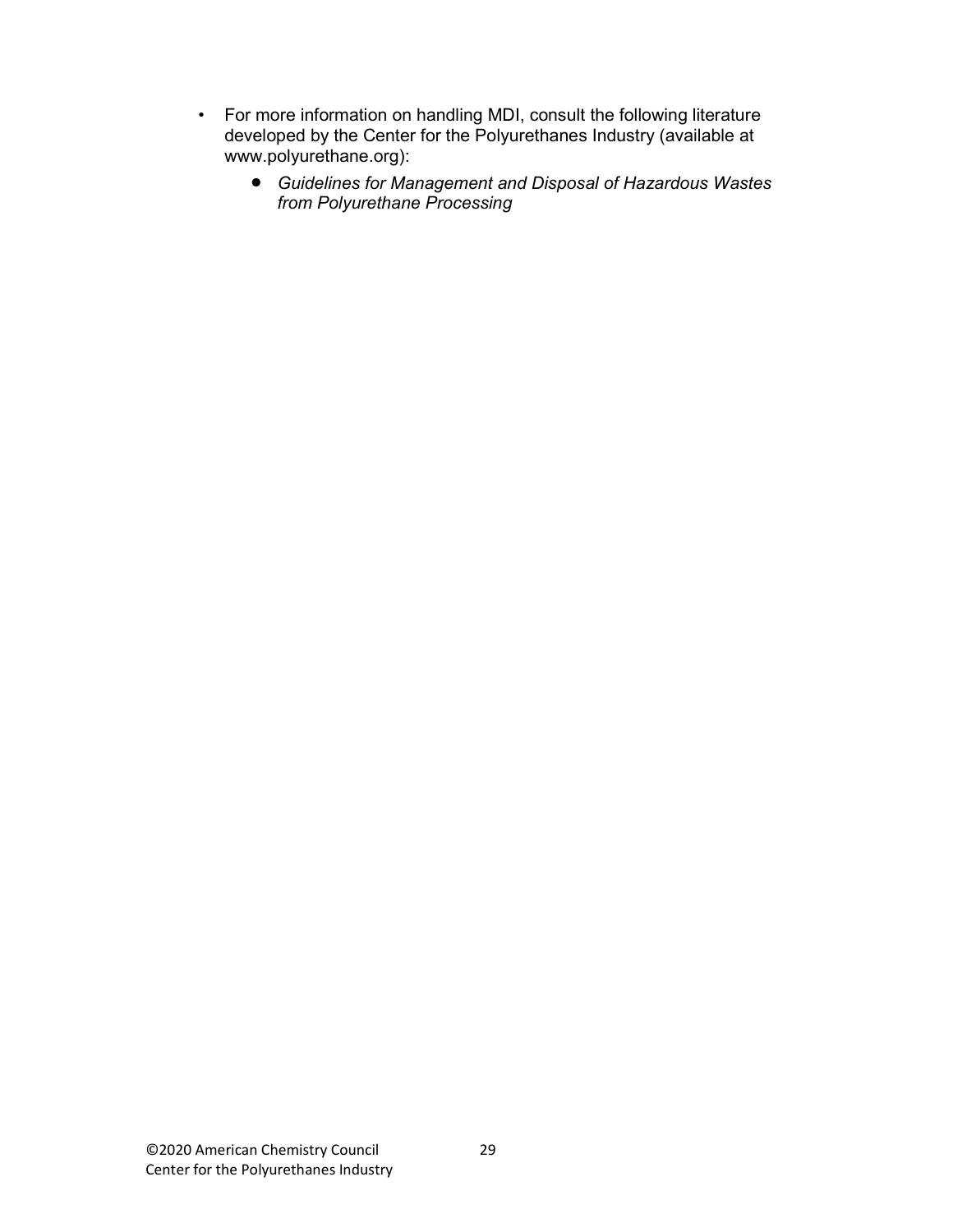- For more information on handling MDI, consult the following literature developed by the Center for the Polyurethanes Industry (available at www.polyurethane.org):
    - *Guidelines for Management and Disposal of Hazardous Wastes from Polyurethane Processing*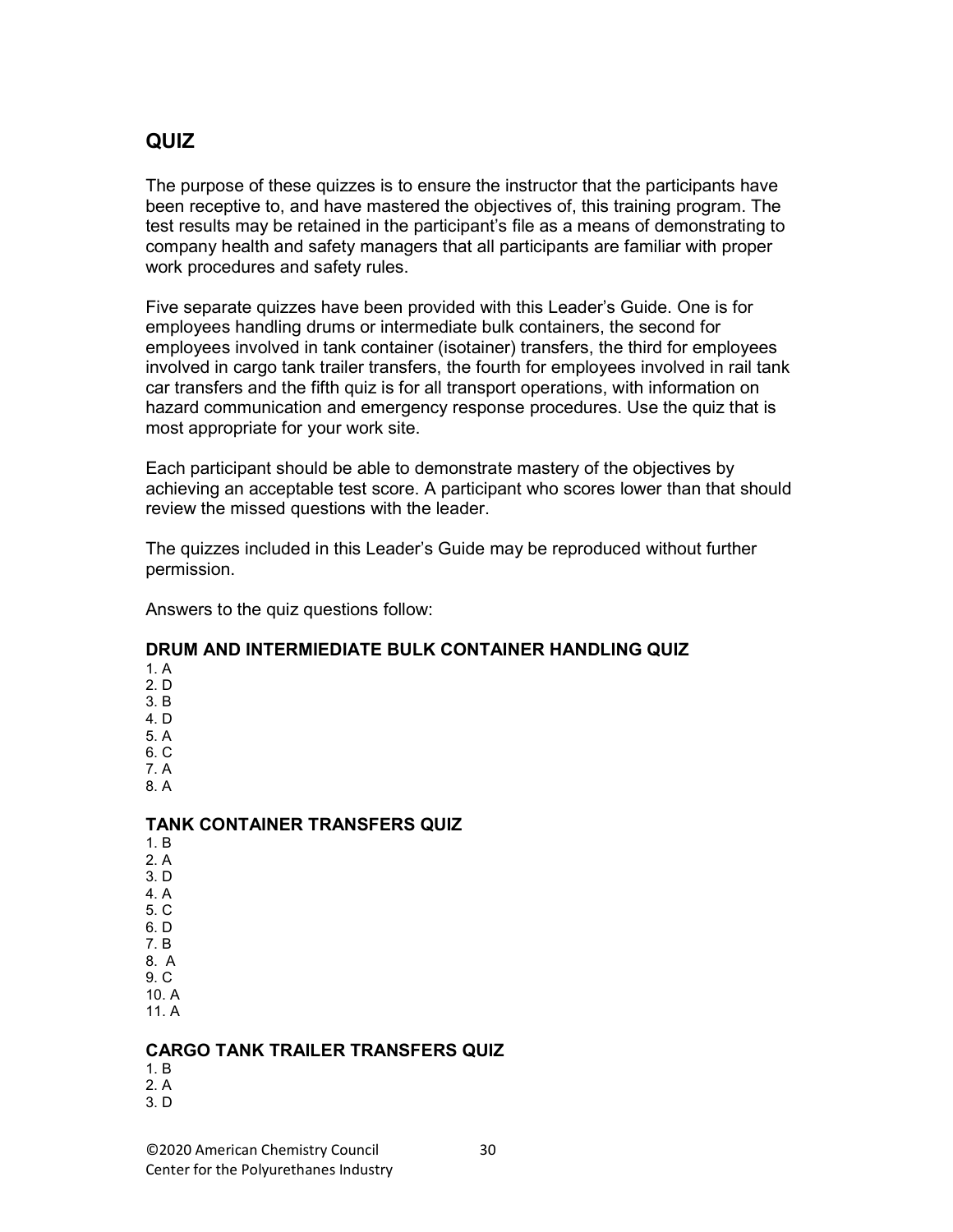## QUIZ

The purpose of these quizzes is to ensure the instructor that the participants have been receptive to, and have mastered the objectives of, this training program. The test results may be retained in the participant's file as a means of demonstrating to company health and safety managers that all participants are familiar with proper work procedures and safety rules.

Five separate quizzes have been provided with this Leader's Guide. One is for employees handling drums or intermediate bulk containers, the second for employees involved in tank container (isotainer) transfers, the third for employees involved in cargo tank trailer transfers, the fourth for employees involved in rail tank car transfers and the fifth quiz is for all transport operations, with information on hazard communication and emergency response procedures. Use the quiz that is most appropriate for your work site.

Each participant should be able to demonstrate mastery of the objectives by achieving an acceptable test score. A participant who scores lower than that should review the missed questions with the leader.

The quizzes included in this Leader's Guide may be reproduced without further permission.

Answers to the quiz questions follow:

### DRUM AND INTERMIEDIATE BULK CONTAINER HANDLING QUIZ

1. A
2. D
3. B
4. D
5. A
6. C
7. A
8. A

### TANK CONTAINER TRANSFERS QUIZ

1. B
2. A
3. D
4. A
5. C
6. D
7. B
8. A
9. C
10. A
11. A

### CARGO TANK TRAILER TRANSFERS QUIZ

1. B
2. A
3. D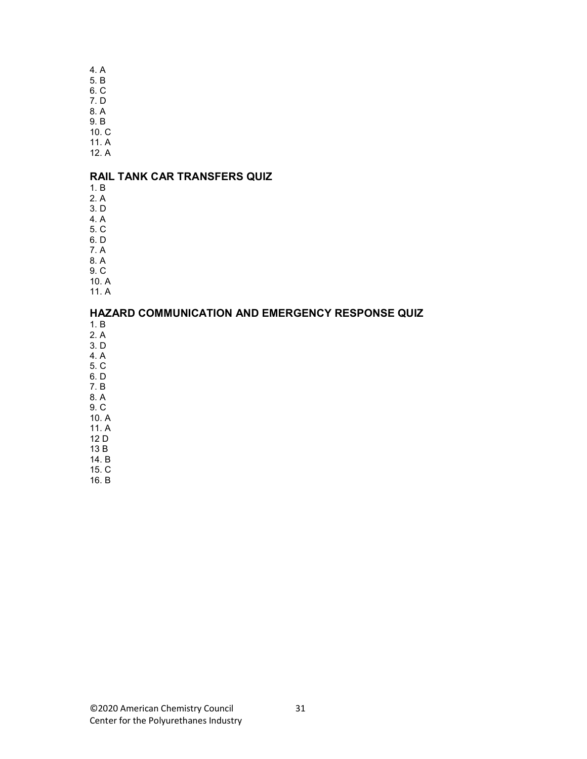4. A
5. B
6. C
7. D
8. A
9. B
10. C
11. A
12. A

## RAIL TANK CAR TRANSFERS QUIZ

1. B
2. A
3. D
4. A
5. C
6. D
7. A
8. A
9. C
10. A
11. A

## HAZARD COMMUNICATION AND EMERGENCY RESPONSE QUIZ

1. B
2. A
3. D
4. A
5. C
6. D
7. B
8. A
9. C
10. A
11. A
12 D
13 B
14. B
15. C
16. B

©2020 American Chemistry Council
Center for the Polyurethanes Industry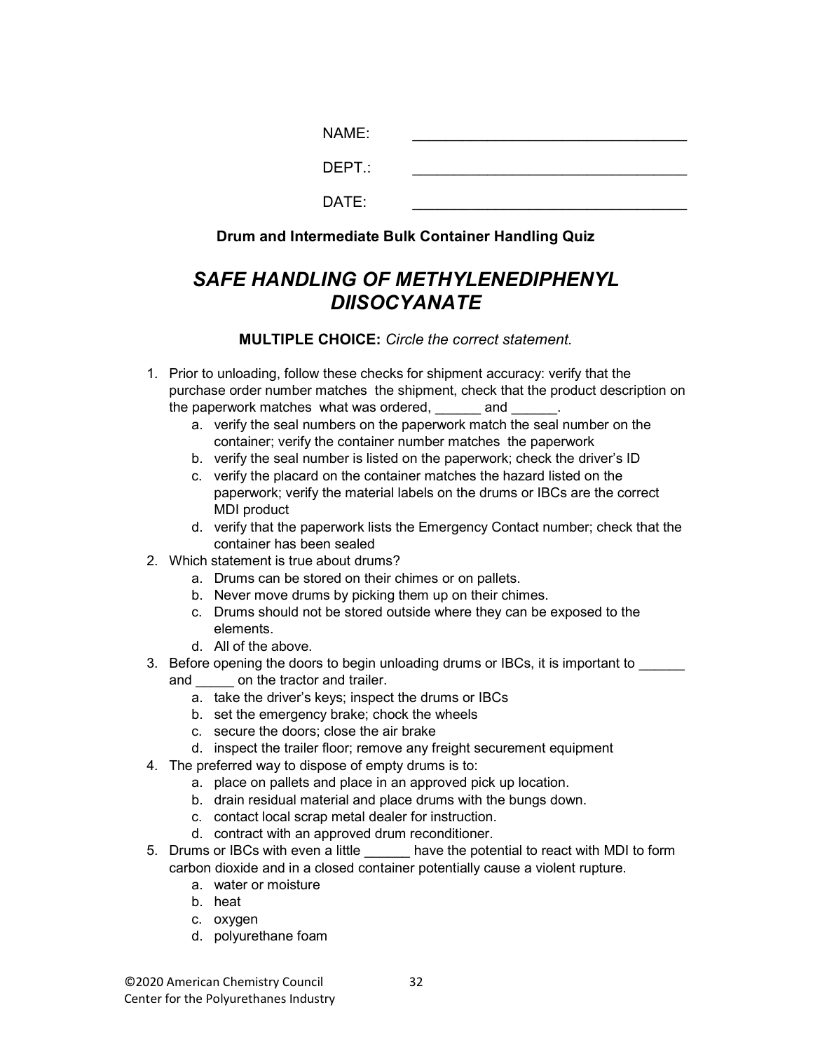NAME: ________________________________

DEPT.: ________________________________

DATE: ________________________________

**Drum and Intermediate Bulk Container Handling Quiz**

## *SAFE HANDLING OF METHYLENEDIPHENYL DIISOCYANATE*

**MULTIPLE CHOICE:** *Circle the correct statement.*

1. Prior to unloading, follow these checks for shipment accuracy: verify that the purchase order number matches the shipment, check that the product description on the paperwork matches what was ordered, ______ and ______.
   a. verify the seal numbers on the paperwork match the seal number on the container; verify the container number matches the paperwork
   b. verify the seal number is listed on the paperwork; check the driver's ID
   c. verify the placard on the container matches the hazard listed on the paperwork; verify the material labels on the drums or IBCs are the correct MDI product
   d. verify that the paperwork lists the Emergency Contact number; check that the container has been sealed
2. Which statement is true about drums?
   a. Drums can be stored on their chimes or on pallets.
   b. Never move drums by picking them up on their chimes.
   c. Drums should not be stored outside where they can be exposed to the elements.
   d. All of the above.
3. Before opening the doors to begin unloading drums or IBCs, it is important to ______ and _____ on the tractor and trailer.
   a. take the driver's keys; inspect the drums or IBCs
   b. set the emergency brake; chock the wheels
   c. secure the doors; close the air brake
   d. inspect the trailer floor; remove any freight securement equipment
4. The preferred way to dispose of empty drums is to:
   a. place on pallets and place in an approved pick up location.
   b. drain residual material and place drums with the bungs down.
   c. contact local scrap metal dealer for instruction.
   d. contract with an approved drum reconditioner.
5. Drums or IBCs with even a little ______ have the potential to react with MDI to form carbon dioxide and in a closed container potentially cause a violent rupture.
   a. water or moisture
   b. heat
   c. oxygen
   d. polyurethane foam

©2020 American Chemistry Council
Center for the Polyurethanes Industry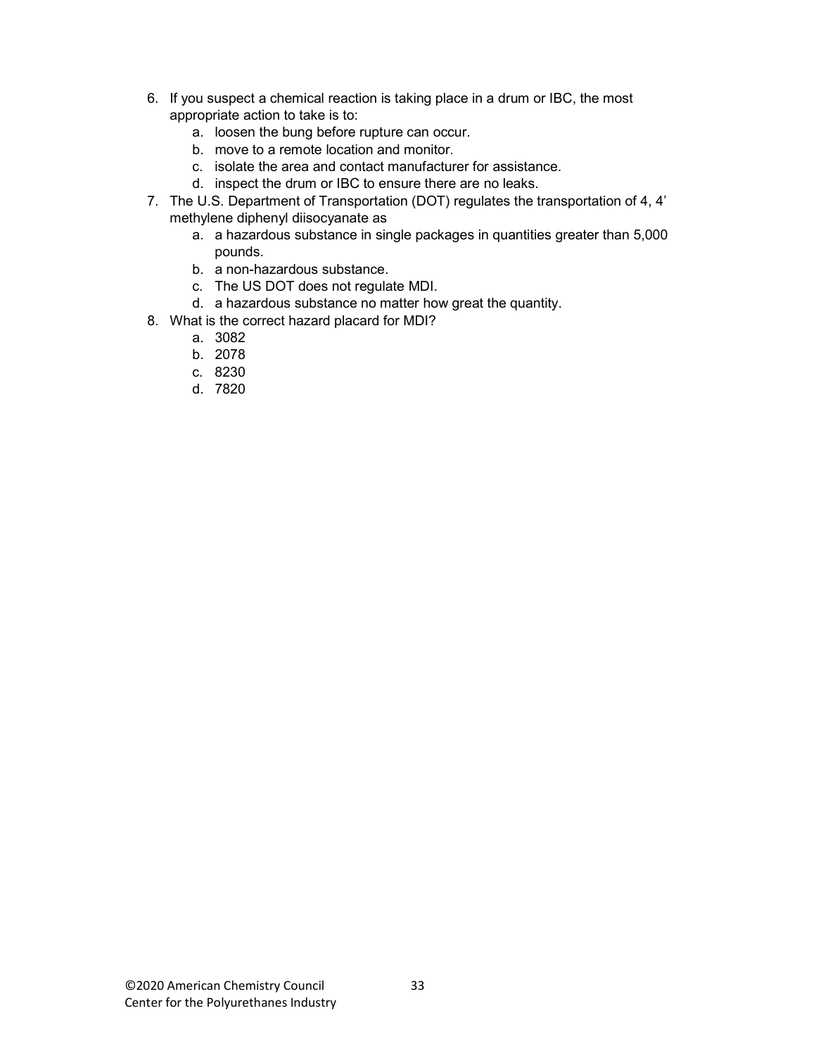6. If you suspect a chemical reaction is taking place in a drum or IBC, the most appropriate action to take is to:
    a. loosen the bung before rupture can occur.
    b. move to a remote location and monitor.
    c. isolate the area and contact manufacturer for assistance.
    d. inspect the drum or IBC to ensure there are no leaks.
7. The U.S. Department of Transportation (DOT) regulates the transportation of 4, 4' methylene diphenyl diisocyanate as
    a. a hazardous substance in single packages in quantities greater than 5,000 pounds.
    b. a non-hazardous substance.
    c. The US DOT does not regulate MDI.
    d. a hazardous substance no matter how great the quantity.
8. What is the correct hazard placard for MDI?
    a. 3082
    b. 2078
    c. 8230
    d. 7820

©2020 American Chemistry Council
Center for the Polyurethanes Industry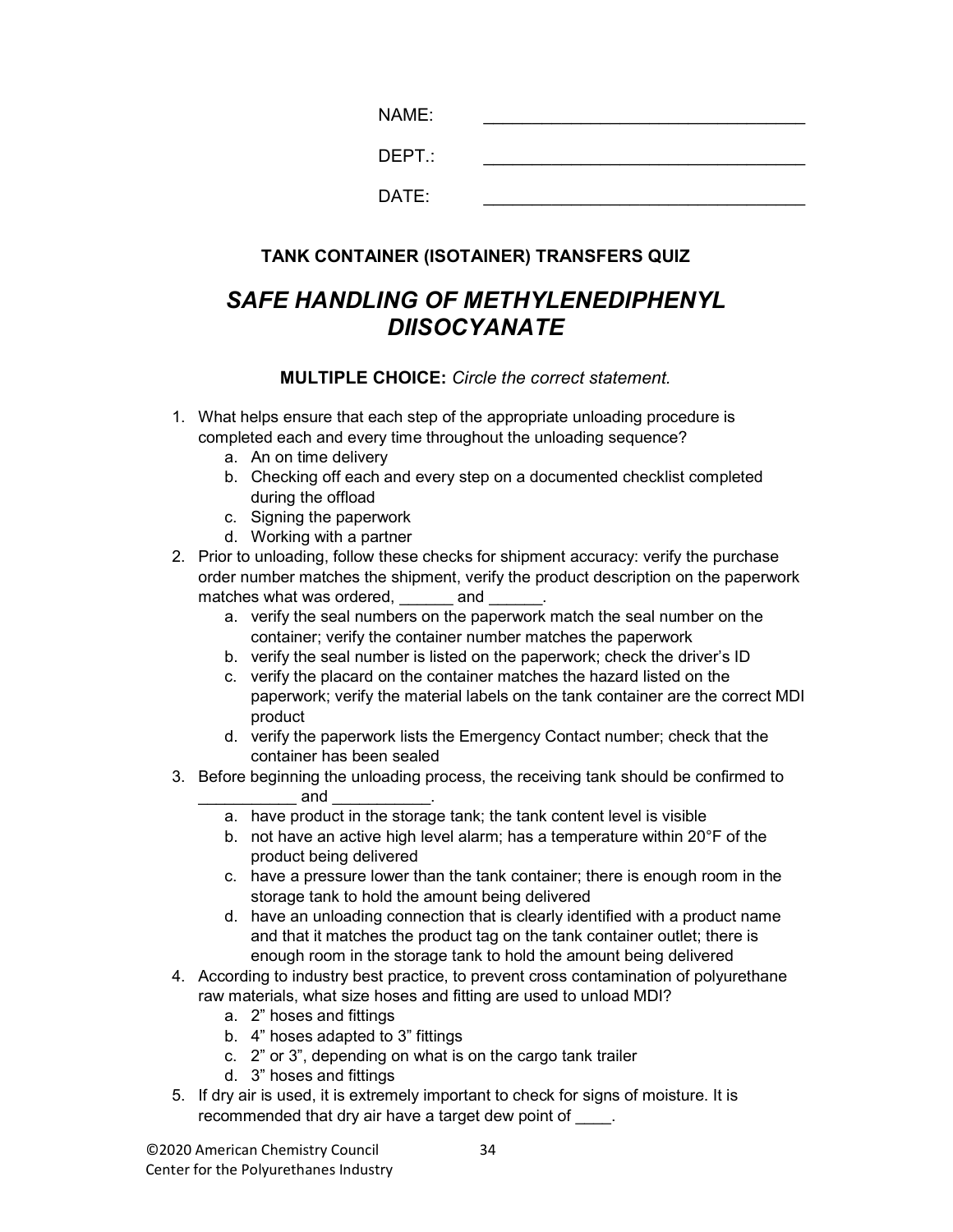NAME: ________________________________

DEPT.: ________________________________

DATE: ________________________________

**TANK CONTAINER (ISOTAINER) TRANSFERS QUIZ**

## *SAFE HANDLING OF METHYLENEDIPHENYL DIISOCYANATE*

**MULTIPLE CHOICE:** *Circle the correct statement.*

1. What helps ensure that each step of the appropriate unloading procedure is completed each and every time throughout the unloading sequence?
   a. An on time delivery
   b. Checking off each and every step on a documented checklist completed during the offload
   c. Signing the paperwork
   d. Working with a partner
2. Prior to unloading, follow these checks for shipment accuracy: verify the purchase order number matches the shipment, verify the product description on the paperwork matches what was ordered, ______ and ______.
   a. verify the seal numbers on the paperwork match the seal number on the container; verify the container number matches the paperwork
   b. verify the seal number is listed on the paperwork; check the driver's ID
   c. verify the placard on the container matches the hazard listed on the paperwork; verify the material labels on the tank container are the correct MDI product
   d. verify the paperwork lists the Emergency Contact number; check that the container has been sealed
3. Before beginning the unloading process, the receiving tank should be confirmed to ___________ and ___________.
   a. have product in the storage tank; the tank content level is visible
   b. not have an active high level alarm; has a temperature within 20°F of the product being delivered
   c. have a pressure lower than the tank container; there is enough room in the storage tank to hold the amount being delivered
   d. have an unloading connection that is clearly identified with a product name and that it matches the product tag on the tank container outlet; there is enough room in the storage tank to hold the amount being delivered
4. According to industry best practice, to prevent cross contamination of polyurethane raw materials, what size hoses and fitting are used to unload MDI?
   a. 2" hoses and fittings
   b. 4" hoses adapted to 3" fittings
   c. 2" or 3", depending on what is on the cargo tank trailer
   d. 3" hoses and fittings
5. If dry air is used, it is extremely important to check for signs of moisture. It is recommended that dry air have a target dew point of ____.

©2020 American Chemistry Council
Center for the Polyurethanes Industry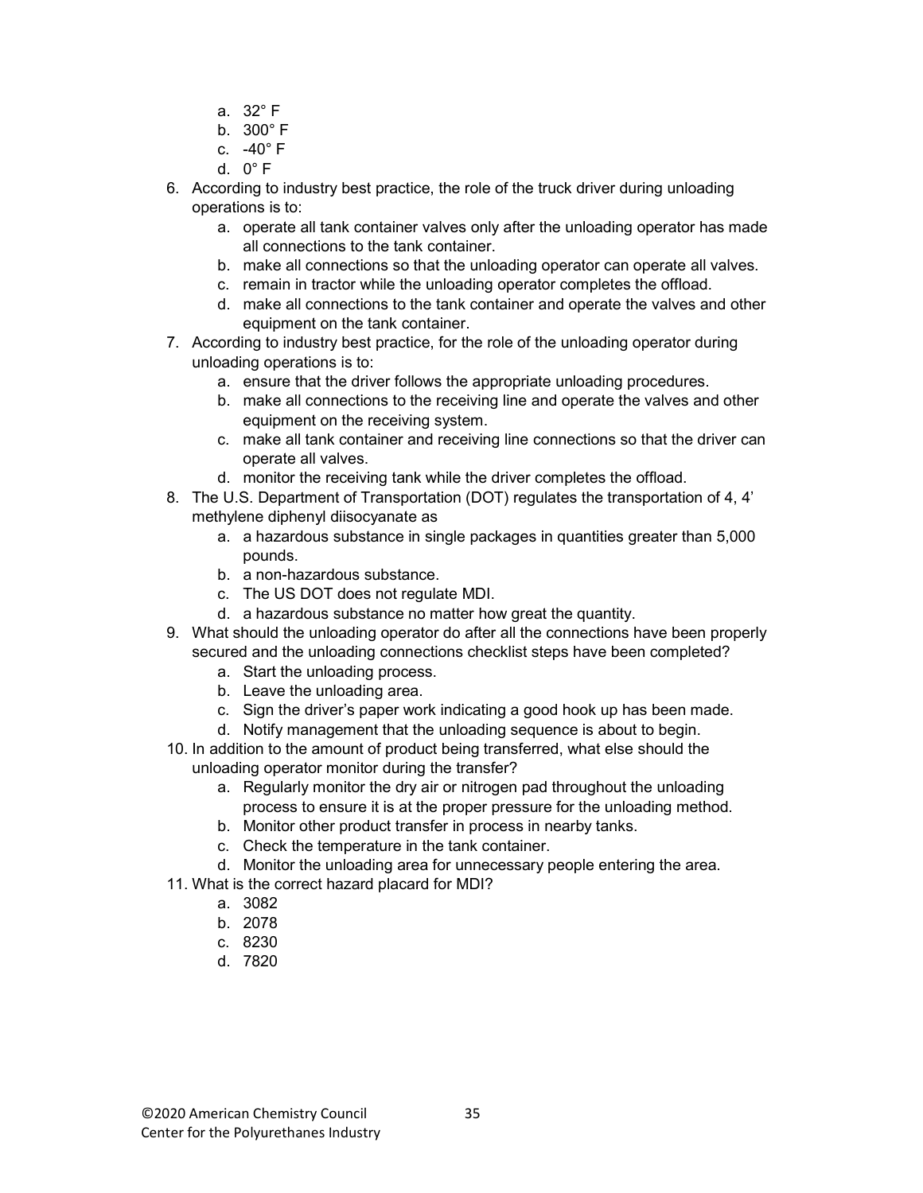a. 32° F
   b. 300° F
   c. -40° F
   d. 0° F

6. According to industry best practice, the role of the truck driver during unloading operations is to:
   a. operate all tank container valves only after the unloading operator has made all connections to the tank container.
   b. make all connections so that the unloading operator can operate all valves.
   c. remain in tractor while the unloading operator completes the offload.
   d. make all connections to the tank container and operate the valves and other equipment on the tank container.
7. According to industry best practice, for the role of the unloading operator during unloading operations is to:
   a. ensure that the driver follows the appropriate unloading procedures.
   b. make all connections to the receiving line and operate the valves and other equipment on the receiving system.
   c. make all tank container and receiving line connections so that the driver can operate all valves.
   d. monitor the receiving tank while the driver completes the offload.
8. The U.S. Department of Transportation (DOT) regulates the transportation of 4, 4' methylene diphenyl diisocyanate as
   a. a hazardous substance in single packages in quantities greater than 5,000 pounds.
   b. a non-hazardous substance.
   c. The US DOT does not regulate MDI.
   d. a hazardous substance no matter how great the quantity.
9. What should the unloading operator do after all the connections have been properly secured and the unloading connections checklist steps have been completed?
   a. Start the unloading process.
   b. Leave the unloading area.
   c. Sign the driver's paper work indicating a good hook up has been made.
   d. Notify management that the unloading sequence is about to begin.
10. In addition to the amount of product being transferred, what else should the unloading operator monitor during the transfer?
    a. Regularly monitor the dry air or nitrogen pad throughout the unloading process to ensure it is at the proper pressure for the unloading method.
    b. Monitor other product transfer in process in nearby tanks.
    c. Check the temperature in the tank container.
    d. Monitor the unloading area for unnecessary people entering the area.
11. What is the correct hazard placard for MDI?
    a. 3082
    b. 2078
    c. 8230
    d. 7820

©2020 American Chemistry Council
Center for the Polyurethanes Industry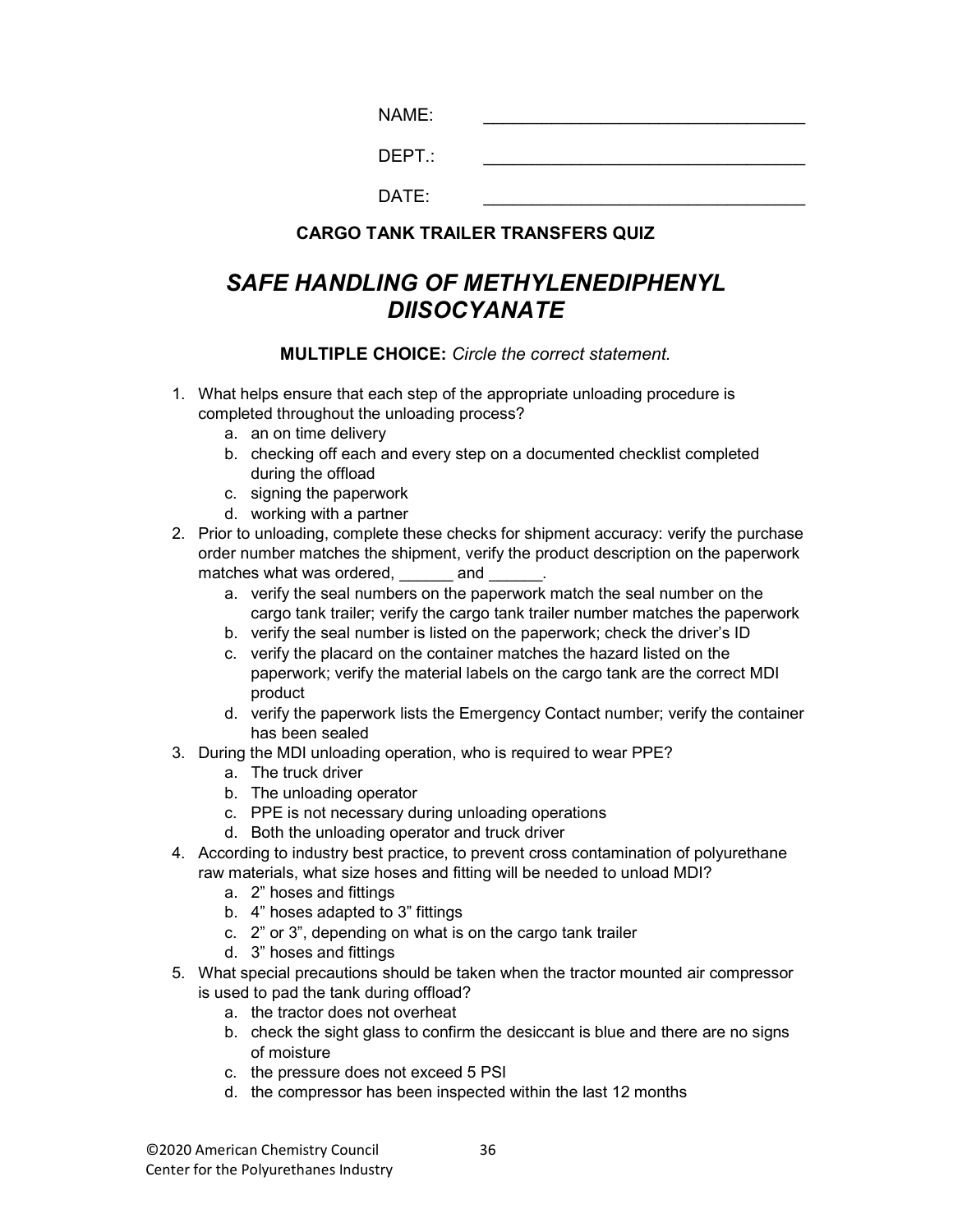NAME: ________________________________

DEPT.: ________________________________

DATE: ________________________________

**CARGO TANK TRAILER TRANSFERS QUIZ**

# *SAFE HANDLING OF METHYLENEDIPHENYL DIISOCYANATE*

**MULTIPLE CHOICE:** *Circle the correct statement.*

1. What helps ensure that each step of the appropriate unloading procedure is completed throughout the unloading process?
   a. an on time delivery
   b. checking off each and every step on a documented checklist completed during the offload
   c. signing the paperwork
   d. working with a partner
2. Prior to unloading, complete these checks for shipment accuracy: verify the purchase order number matches the shipment, verify the product description on the paperwork matches what was ordered, ______ and ______.
   a. verify the seal numbers on the paperwork match the seal number on the cargo tank trailer; verify the cargo tank trailer number matches the paperwork
   b. verify the seal number is listed on the paperwork; check the driver's ID
   c. verify the placard on the container matches the hazard listed on the paperwork; verify the material labels on the cargo tank are the correct MDI product
   d. verify the paperwork lists the Emergency Contact number; verify the container has been sealed
3. During the MDI unloading operation, who is required to wear PPE?
   a. The truck driver
   b. The unloading operator
   c. PPE is not necessary during unloading operations
   d. Both the unloading operator and truck driver
4. According to industry best practice, to prevent cross contamination of polyurethane raw materials, what size hoses and fitting will be needed to unload MDI?
   a. 2" hoses and fittings
   b. 4" hoses adapted to 3" fittings
   c. 2" or 3", depending on what is on the cargo tank trailer
   d. 3" hoses and fittings
5. What special precautions should be taken when the tractor mounted air compressor is used to pad the tank during offload?
   a. the tractor does not overheat
   b. check the sight glass to confirm the desiccant is blue and there are no signs of moisture
   c. the pressure does not exceed 5 PSI
   d. the compressor has been inspected within the last 12 months

©2020 American Chemistry Council
Center for the Polyurethanes Industry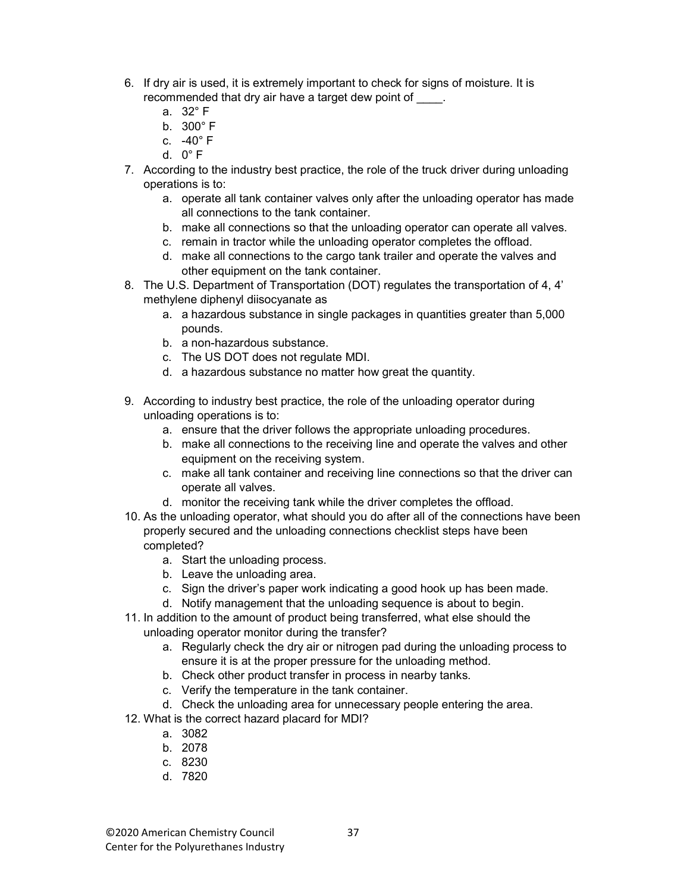6. If dry air is used, it is extremely important to check for signs of moisture. It is recommended that dry air have a target dew point of ____.
   a. 32° F
   b. 300° F
   c. -40° F
   d. 0° F
7. According to the industry best practice, the role of the truck driver during unloading operations is to:
   a. operate all tank container valves only after the unloading operator has made all connections to the tank container.
   b. make all connections so that the unloading operator can operate all valves.
   c. remain in tractor while the unloading operator completes the offload.
   d. make all connections to the cargo tank trailer and operate the valves and other equipment on the tank container.
8. The U.S. Department of Transportation (DOT) regulates the transportation of 4, 4' methylene diphenyl diisocyanate as
   a. a hazardous substance in single packages in quantities greater than 5,000 pounds.
   b. a non-hazardous substance.
   c. The US DOT does not regulate MDI.
   d. a hazardous substance no matter how great the quantity.
9. According to industry best practice, the role of the unloading operator during unloading operations is to:
   a. ensure that the driver follows the appropriate unloading procedures.
   b. make all connections to the receiving line and operate the valves and other equipment on the receiving system.
   c. make all tank container and receiving line connections so that the driver can operate all valves.
   d. monitor the receiving tank while the driver completes the offload.
10. As the unloading operator, what should you do after all of the connections have been properly secured and the unloading connections checklist steps have been completed?
    a. Start the unloading process.
    b. Leave the unloading area.
    c. Sign the driver's paper work indicating a good hook up has been made.
    d. Notify management that the unloading sequence is about to begin.
11. In addition to the amount of product being transferred, what else should the unloading operator monitor during the transfer?
    a. Regularly check the dry air or nitrogen pad during the unloading process to ensure it is at the proper pressure for the unloading method.
    b. Check other product transfer in process in nearby tanks.
    c. Verify the temperature in the tank container.
    d. Check the unloading area for unnecessary people entering the area.
12. What is the correct hazard placard for MDI?
    a. 3082
    b. 2078
    c. 8230
    d. 7820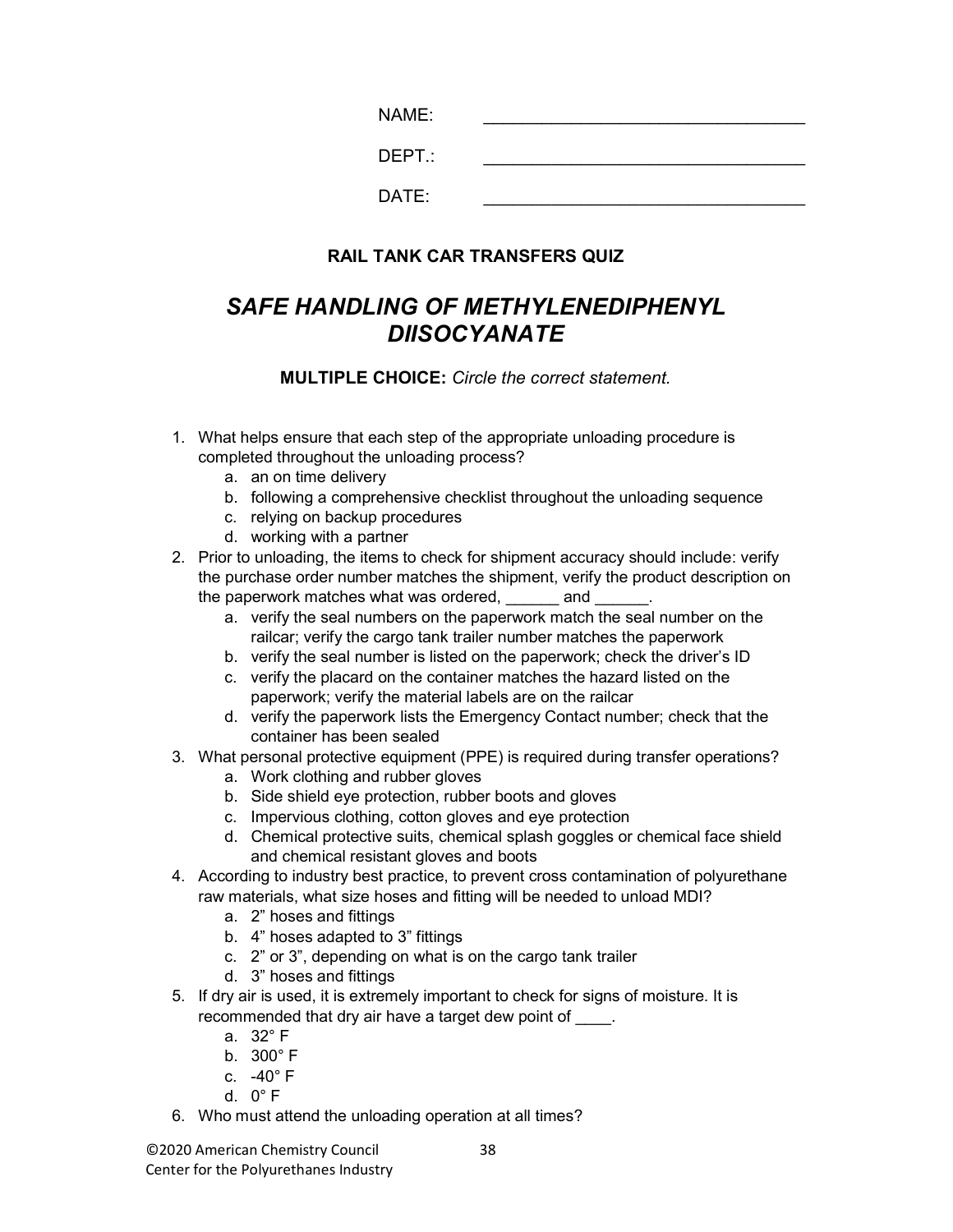NAME: ________________________________

DEPT.: ________________________________

DATE: ________________________________

**RAIL TANK CAR TRANSFERS QUIZ**

## *SAFE HANDLING OF METHYLENEDIPHENYL DIISOCYANATE*

**MULTIPLE CHOICE:** *Circle the correct statement.*

1. What helps ensure that each step of the appropriate unloading procedure is completed throughout the unloading process?
   a. an on time delivery
   b. following a comprehensive checklist throughout the unloading sequence
   c. relying on backup procedures
   d. working with a partner
2. Prior to unloading, the items to check for shipment accuracy should include: verify the purchase order number matches the shipment, verify the product description on the paperwork matches what was ordered, ______ and ______.
   a. verify the seal numbers on the paperwork match the seal number on the railcar; verify the cargo tank trailer number matches the paperwork
   b. verify the seal number is listed on the paperwork; check the driver's ID
   c. verify the placard on the container matches the hazard listed on the paperwork; verify the material labels are on the railcar
   d. verify the paperwork lists the Emergency Contact number; check that the container has been sealed
3. What personal protective equipment (PPE) is required during transfer operations?
   a. Work clothing and rubber gloves
   b. Side shield eye protection, rubber boots and gloves
   c. Impervious clothing, cotton gloves and eye protection
   d. Chemical protective suits, chemical splash goggles or chemical face shield and chemical resistant gloves and boots
4. According to industry best practice, to prevent cross contamination of polyurethane raw materials, what size hoses and fitting will be needed to unload MDI?
   a. 2" hoses and fittings
   b. 4" hoses adapted to 3" fittings
   c. 2" or 3", depending on what is on the cargo tank trailer
   d. 3" hoses and fittings
5. If dry air is used, it is extremely important to check for signs of moisture. It is recommended that dry air have a target dew point of ____.
   a. 32° F
   b. 300° F
   c. -40° F
   d. 0° F
6. Who must attend the unloading operation at all times?

©2020 American Chemistry Council
Center for the Polyurethanes Industry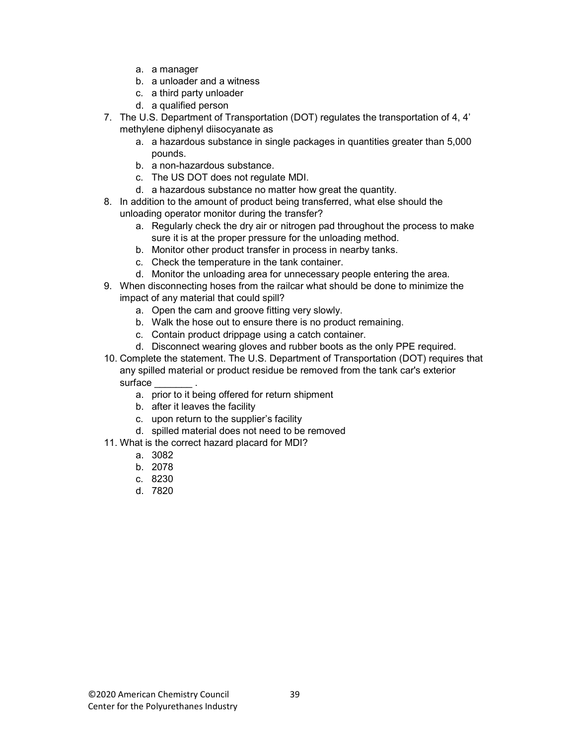a. a manager
   b. a unloader and a witness
   c. a third party unloader
   d. a qualified person

7. The U.S. Department of Transportation (DOT) regulates the transportation of 4, 4' methylene diphenyl diisocyanate as
   a. a hazardous substance in single packages in quantities greater than 5,000 pounds.
   b. a non-hazardous substance.
   c. The US DOT does not regulate MDI.
   d. a hazardous substance no matter how great the quantity.

8. In addition to the amount of product being transferred, what else should the unloading operator monitor during the transfer?
   a. Regularly check the dry air or nitrogen pad throughout the process to make sure it is at the proper pressure for the unloading method.
   b. Monitor other product transfer in process in nearby tanks.
   c. Check the temperature in the tank container.
   d. Monitor the unloading area for unnecessary people entering the area.

9. When disconnecting hoses from the railcar what should be done to minimize the impact of any material that could spill?
   a. Open the cam and groove fitting very slowly.
   b. Walk the hose out to ensure there is no product remaining.
   c. Contain product drippage using a catch container.
   d. Disconnect wearing gloves and rubber boots as the only PPE required.

10. Complete the statement. The U.S. Department of Transportation (DOT) requires that any spilled material or product residue be removed from the tank car's exterior surface _______ .
    a. prior to it being offered for return shipment
    b. after it leaves the facility
    c. upon return to the supplier's facility
    d. spilled material does not need to be removed

11. What is the correct hazard placard for MDI?
    a. 3082
    b. 2078
    c. 8230
    d. 7820

©2020 American Chemistry Council
Center for the Polyurethanes Industry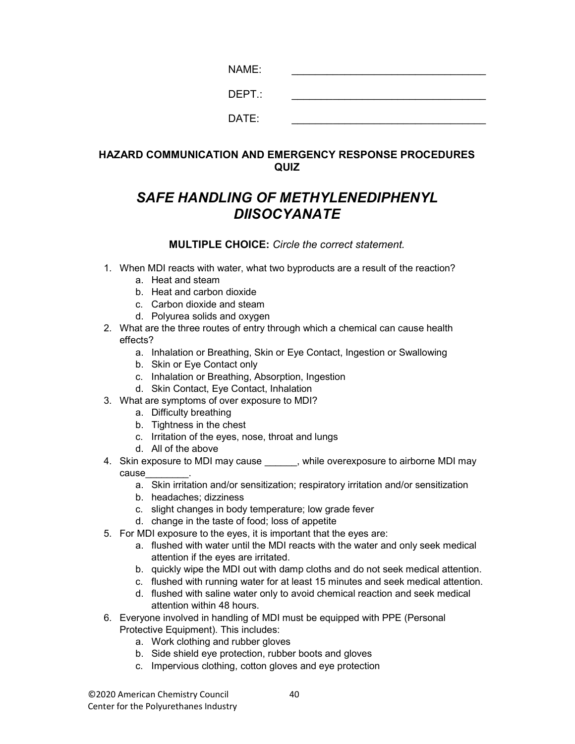NAME: ________________________________

DEPT.: ________________________________

DATE: ________________________________

**HAZARD COMMUNICATION AND EMERGENCY RESPONSE PROCEDURES QUIZ**

## *SAFE HANDLING OF METHYLENEDIPHENYL DIISOCYANATE*

**MULTIPLE CHOICE:** *Circle the correct statement.*

1. When MDI reacts with water, what two byproducts are a result of the reaction?
    a. Heat and steam
    b. Heat and carbon dioxide
    c. Carbon dioxide and steam
    d. Polyurea solids and oxygen
2. What are the three routes of entry through which a chemical can cause health effects?
    a. Inhalation or Breathing, Skin or Eye Contact, Ingestion or Swallowing
    b. Skin or Eye Contact only
    c. Inhalation or Breathing, Absorption, Ingestion
    d. Skin Contact, Eye Contact, Inhalation
3. What are symptoms of over exposure to MDI?
    a. Difficulty breathing
    b. Tightness in the chest
    c. Irritation of the eyes, nose, throat and lungs
    d. All of the above
4. Skin exposure to MDI may cause ______, while overexposure to airborne MDI may cause________.
    a. Skin irritation and/or sensitization; respiratory irritation and/or sensitization
    b. headaches; dizziness
    c. slight changes in body temperature; low grade fever
    d. change in the taste of food; loss of appetite
5. For MDI exposure to the eyes, it is important that the eyes are:
    a. flushed with water until the MDI reacts with the water and only seek medical attention if the eyes are irritated.
    b. quickly wipe the MDI out with damp cloths and do not seek medical attention.
    c. flushed with running water for at least 15 minutes and seek medical attention.
    d. flushed with saline water only to avoid chemical reaction and seek medical attention within 48 hours.
6. Everyone involved in handling of MDI must be equipped with PPE (Personal Protective Equipment). This includes:
    a. Work clothing and rubber gloves
    b. Side shield eye protection, rubber boots and gloves
    c. Impervious clothing, cotton gloves and eye protection

©2020 American Chemistry Council
Center for the Polyurethanes Industry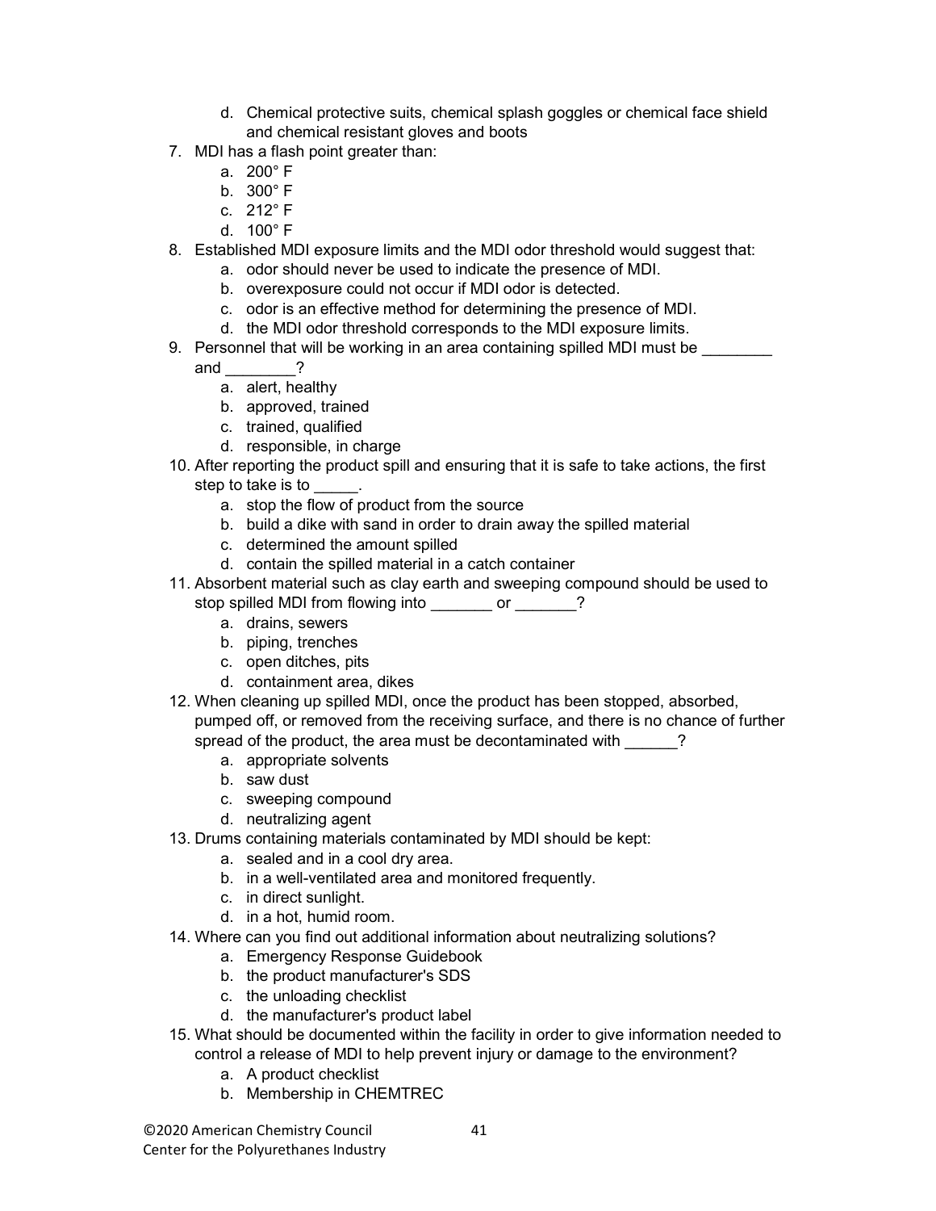d. Chemical protective suits, chemical splash goggles or chemical face shield and chemical resistant gloves and boots

7. MDI has a flash point greater than:
   a. 200° F
   b. 300° F
   c. 212° F
   d. 100° F
8. Established MDI exposure limits and the MDI odor threshold would suggest that:
   a. odor should never be used to indicate the presence of MDI.
   b. overexposure could not occur if MDI odor is detected.
   c. odor is an effective method for determining the presence of MDI.
   d. the MDI odor threshold corresponds to the MDI exposure limits.
9. Personnel that will be working in an area containing spilled MDI must be ________ and ________?
   a. alert, healthy
   b. approved, trained
   c. trained, qualified
   d. responsible, in charge
10. After reporting the product spill and ensuring that it is safe to take actions, the first step to take is to _____.
    a. stop the flow of product from the source
    b. build a dike with sand in order to drain away the spilled material
    c. determined the amount spilled
    d. contain the spilled material in a catch container
11. Absorbent material such as clay earth and sweeping compound should be used to stop spilled MDI from flowing into _______ or _______?
    a. drains, sewers
    b. piping, trenches
    c. open ditches, pits
    d. containment area, dikes
12. When cleaning up spilled MDI, once the product has been stopped, absorbed, pumped off, or removed from the receiving surface, and there is no chance of further spread of the product, the area must be decontaminated with ______?
    a. appropriate solvents
    b. saw dust
    c. sweeping compound
    d. neutralizing agent
13. Drums containing materials contaminated by MDI should be kept:
    a. sealed and in a cool dry area.
    b. in a well-ventilated area and monitored frequently.
    c. in direct sunlight.
    d. in a hot, humid room.
14. Where can you find out additional information about neutralizing solutions?
    a. Emergency Response Guidebook
    b. the product manufacturer's SDS
    c. the unloading checklist
    d. the manufacturer's product label
15. What should be documented within the facility in order to give information needed to control a release of MDI to help prevent injury or damage to the environment?
    a. A product checklist
    b. Membership in CHEMTREC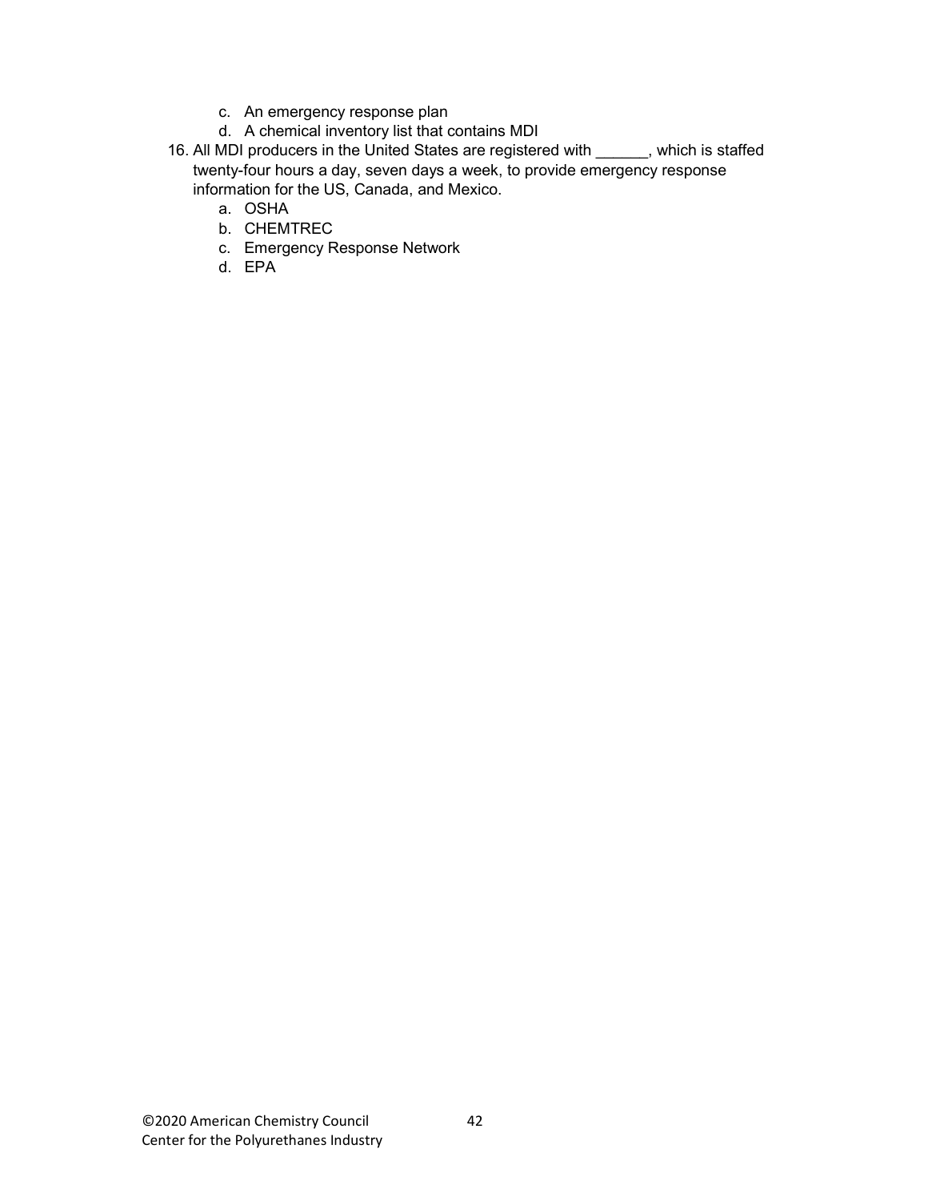c. An emergency response plan
   d. A chemical inventory list that contains MDI

16. All MDI producers in the United States are registered with ______, which is staffed twenty-four hours a day, seven days a week, to provide emergency response information for the US, Canada, and Mexico.
   a. OSHA
   b. CHEMTREC
   c. Emergency Response Network
   d. EPA

©2020 American Chemistry Council
Center for the Polyurethanes Industry